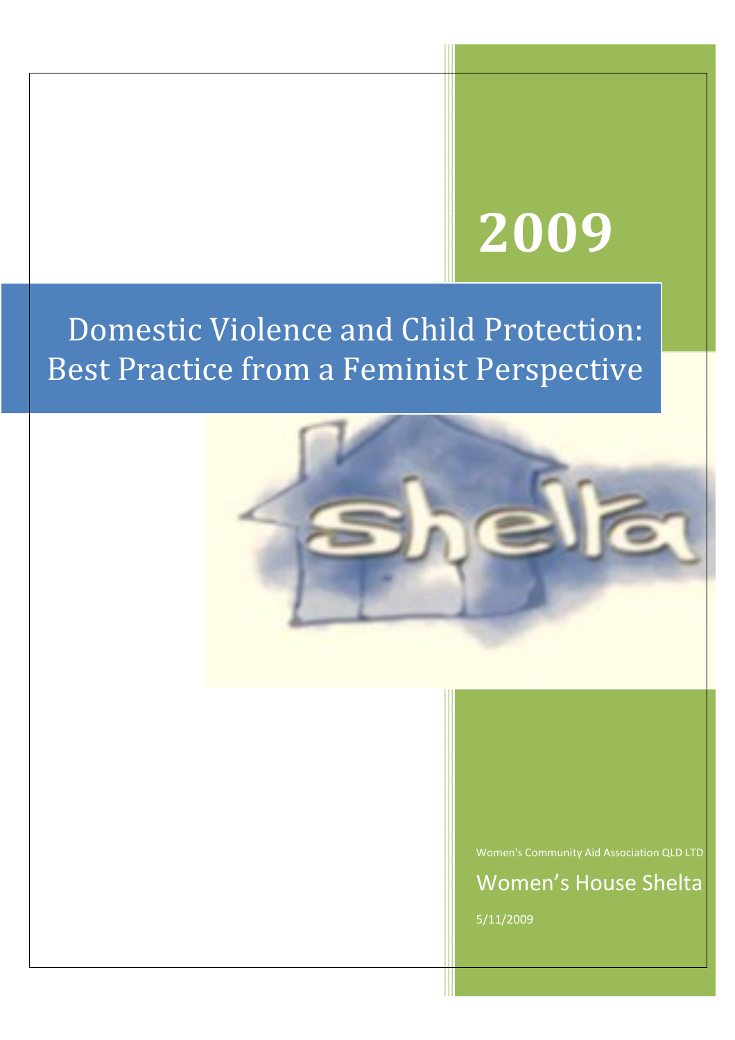# 2009

# Domestic Violence and Child Protection: Best Practice from a Feminist Perspective

Women's Community Aid Association QLD LTD

Women's House Shelta

5/11/2009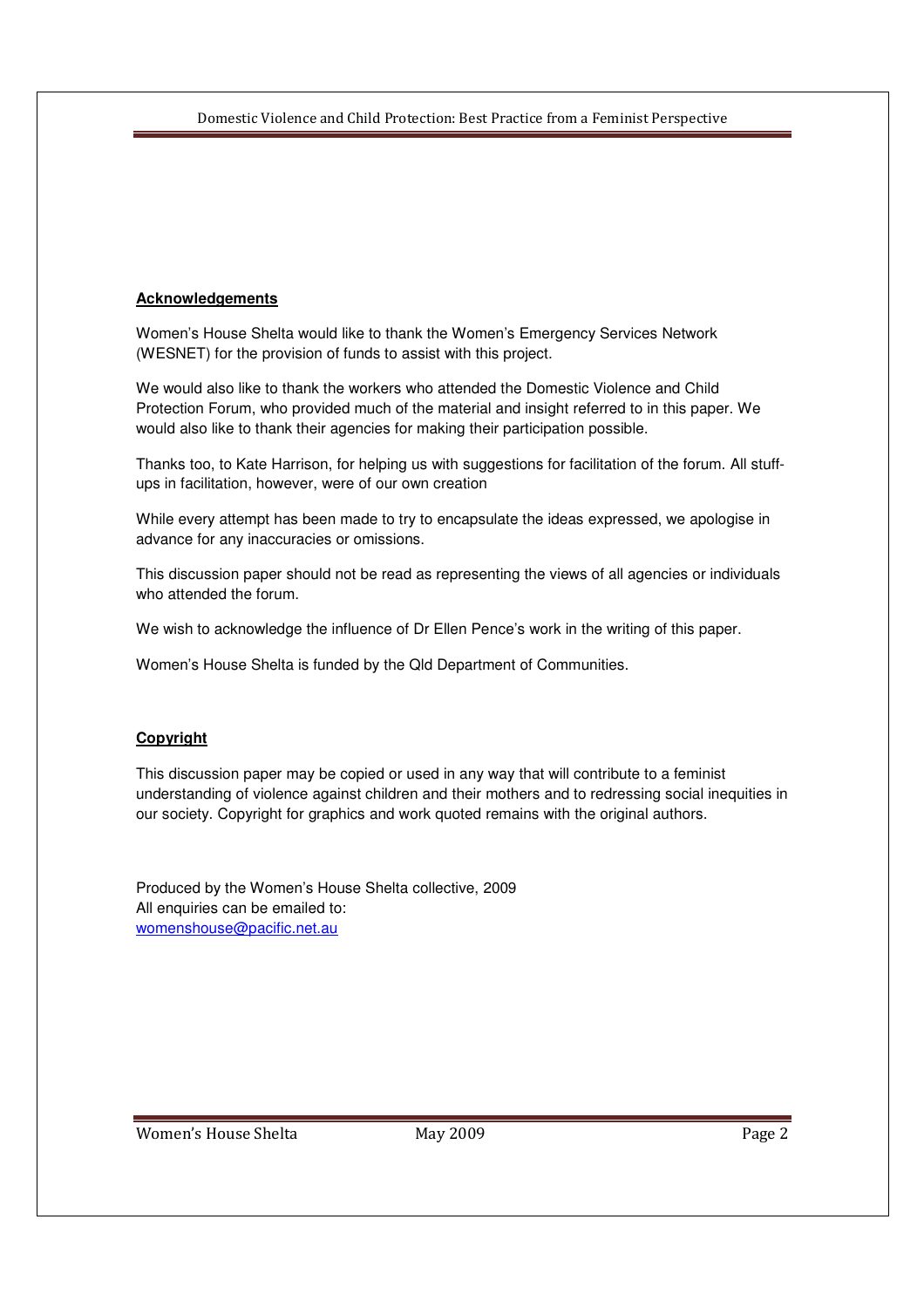**Acknowledgements**

Women's House Shelta would like to thank the Women's Emergency Services Network (WESNET) for the provision of funds to assist with this project.

We would also like to thank the workers who attended the Domestic Violence and Child Protection Forum, who provided much of the material and insight referred to in this paper. We would also like to thank their agencies for making their participation possible.

Thanks too, to Kate Harrison, for helping us with suggestions for facilitation of the forum. All stuff-ups in facilitation, however, were of our own creation

While every attempt has been made to try to encapsulate the ideas expressed, we apologise in advance for any inaccuracies or omissions.

This discussion paper should not be read as representing the views of all agencies or individuals who attended the forum.

We wish to acknowledge the influence of Dr Ellen Pence's work in the writing of this paper.

Women's House Shelta is funded by the Qld Department of Communities.

**Copyright**

This discussion paper may be copied or used in any way that will contribute to a feminist understanding of violence against children and their mothers and to redressing social inequities in our society. Copyright for graphics and work quoted remains with the original authors.

Produced by the Women's House Shelta collective, 2009
All enquiries can be emailed to:
womenshouse@pacific.net.au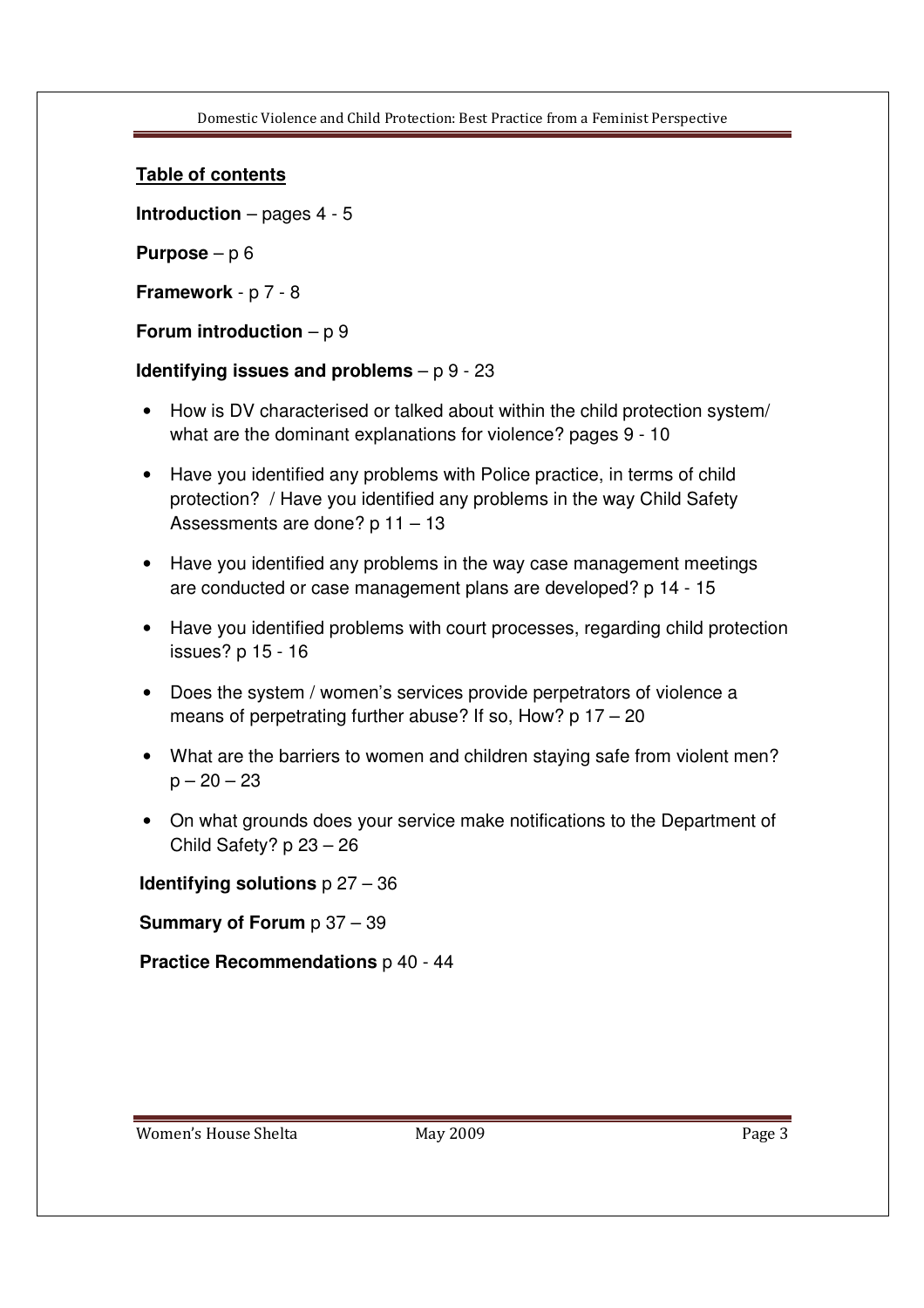## Table of contents

**Introduction** – pages 4 - 5

**Purpose** – p 6

**Framework** - p 7 - 8

**Forum introduction** – p 9

**Identifying issues and problems** – p 9 - 23

- How is DV characterised or talked about within the child protection system/ what are the dominant explanations for violence? pages 9 - 10
- Have you identified any problems with Police practice, in terms of child protection? / Have you identified any problems in the way Child Safety Assessments are done? p 11 – 13
- Have you identified any problems in the way case management meetings are conducted or case management plans are developed? p 14 - 15
- Have you identified problems with court processes, regarding child protection issues? p 15 - 16
- Does the system / women's services provide perpetrators of violence a means of perpetrating further abuse? If so, How? p 17 – 20
- What are the barriers to women and children staying safe from violent men? p – 20 – 23
- On what grounds does your service make notifications to the Department of Child Safety? p 23 – 26

**Identifying solutions** p 27 – 36

**Summary of Forum** p 37 – 39

**Practice Recommendations** p 40 - 44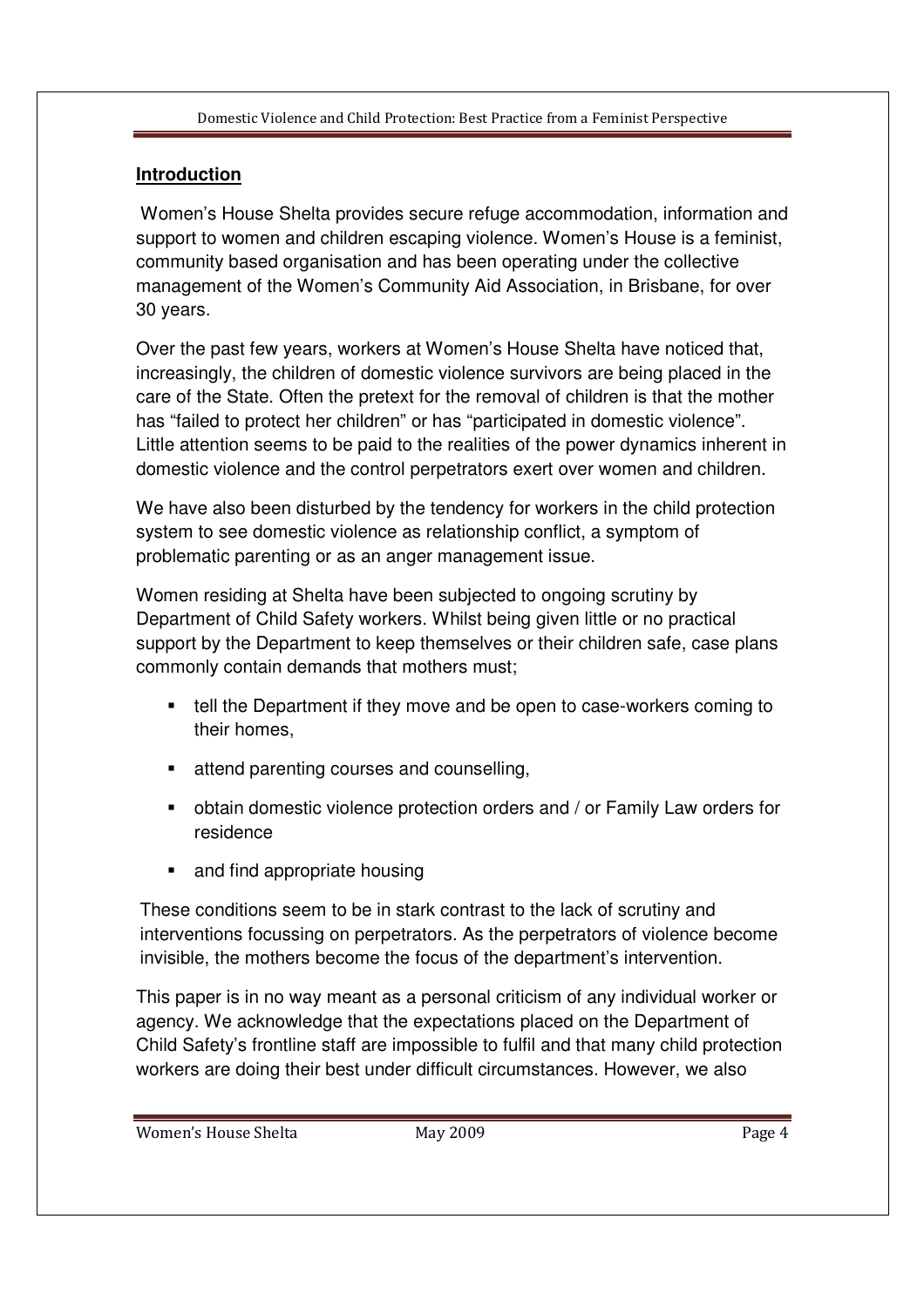## Introduction

Women's House Shelta provides secure refuge accommodation, information and support to women and children escaping violence. Women's House is a feminist, community based organisation and has been operating under the collective management of the Women's Community Aid Association, in Brisbane, for over 30 years.

Over the past few years, workers at Women's House Shelta have noticed that, increasingly, the children of domestic violence survivors are being placed in the care of the State. Often the pretext for the removal of children is that the mother has "failed to protect her children" or has "participated in domestic violence". Little attention seems to be paid to the realities of the power dynamics inherent in domestic violence and the control perpetrators exert over women and children.

We have also been disturbed by the tendency for workers in the child protection system to see domestic violence as relationship conflict, a symptom of problematic parenting or as an anger management issue.

Women residing at Shelta have been subjected to ongoing scrutiny by Department of Child Safety workers. Whilst being given little or no practical support by the Department to keep themselves or their children safe, case plans commonly contain demands that mothers must;

- tell the Department if they move and be open to case-workers coming to their homes,
- attend parenting courses and counselling,
- obtain domestic violence protection orders and / or Family Law orders for residence
- and find appropriate housing

These conditions seem to be in stark contrast to the lack of scrutiny and interventions focussing on perpetrators. As the perpetrators of violence become invisible, the mothers become the focus of the department's intervention.

This paper is in no way meant as a personal criticism of any individual worker or agency. We acknowledge that the expectations placed on the Department of Child Safety's frontline staff are impossible to fulfil and that many child protection workers are doing their best under difficult circumstances. However, we also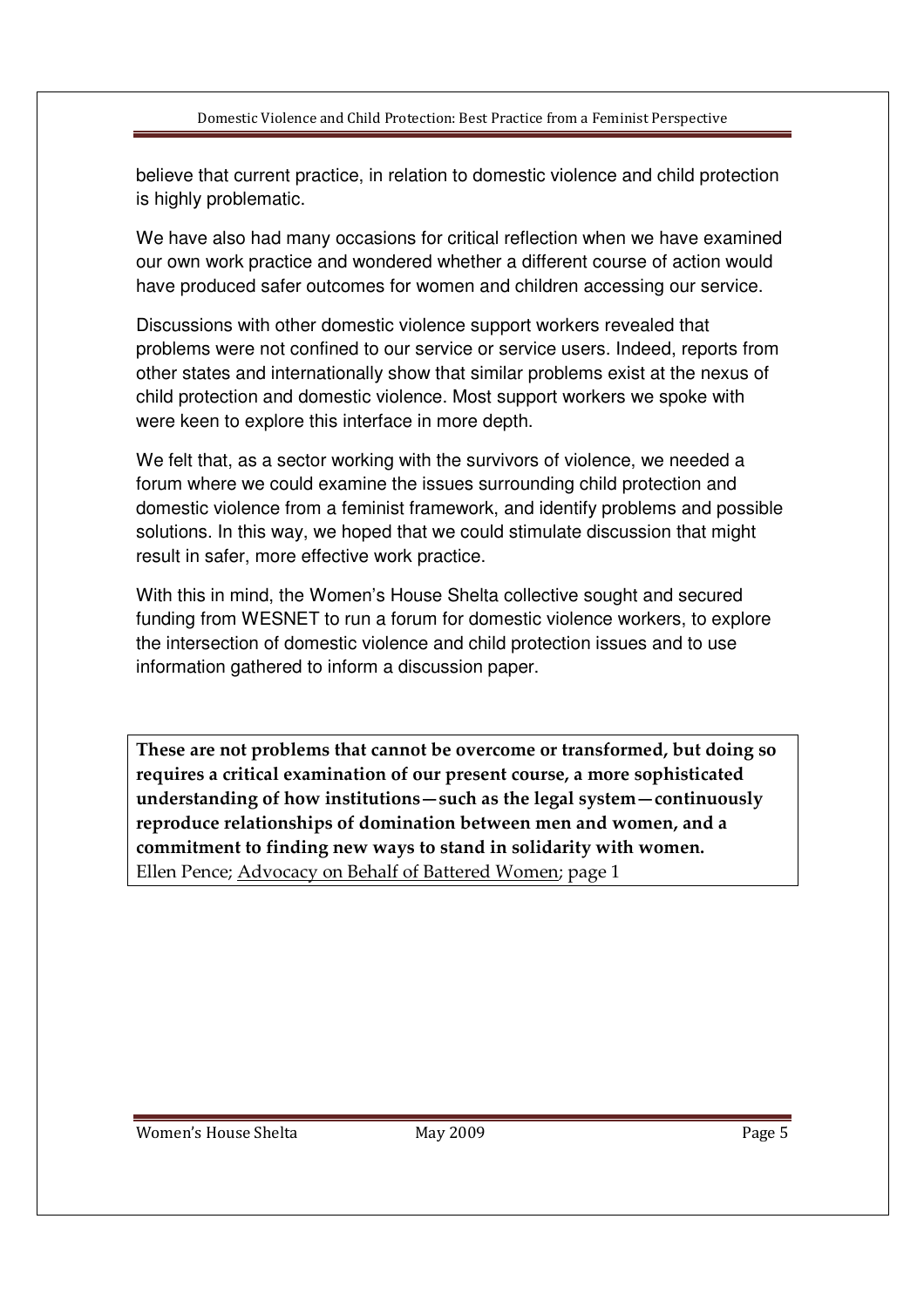believe that current practice, in relation to domestic violence and child protection is highly problematic.

We have also had many occasions for critical reflection when we have examined our own work practice and wondered whether a different course of action would have produced safer outcomes for women and children accessing our service.

Discussions with other domestic violence support workers revealed that problems were not confined to our service or service users. Indeed, reports from other states and internationally show that similar problems exist at the nexus of child protection and domestic violence. Most support workers we spoke with were keen to explore this interface in more depth.

We felt that, as a sector working with the survivors of violence, we needed a forum where we could examine the issues surrounding child protection and domestic violence from a feminist framework, and identify problems and possible solutions. In this way, we hoped that we could stimulate discussion that might result in safer, more effective work practice.

With this in mind, the Women's House Shelta collective sought and secured funding from WESNET to run a forum for domestic violence workers, to explore the intersection of domestic violence and child protection issues and to use information gathered to inform a discussion paper.

> **These are not problems that cannot be overcome or transformed, but doing so requires a critical examination of our present course, a more sophisticated understanding of how institutions—such as the legal system—continuously reproduce relationships of domination between men and women, and a commitment to finding new ways to stand in solidarity with women.**
> Ellen Pence; Advocacy on Behalf of Battered Women; page 1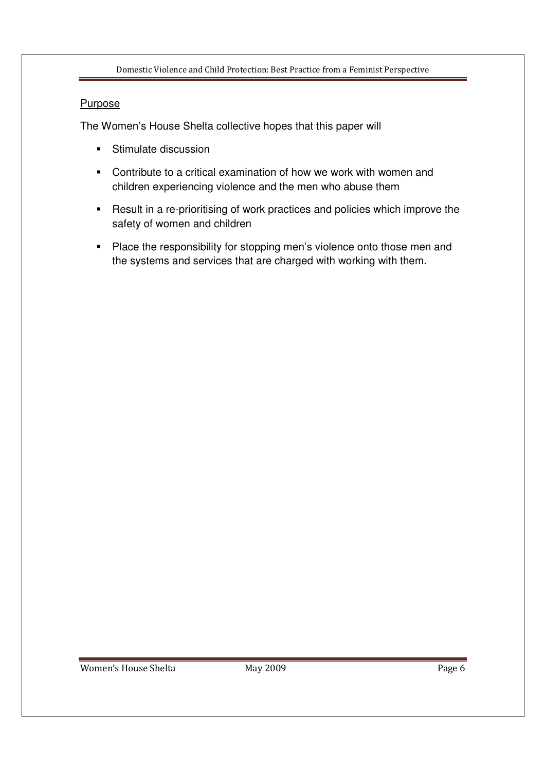## Purpose

The Women's House Shelta collective hopes that this paper will

- Stimulate discussion
- Contribute to a critical examination of how we work with women and children experiencing violence and the men who abuse them
- Result in a re-prioritising of work practices and policies which improve the safety of women and children
- Place the responsibility for stopping men's violence onto those men and the systems and services that are charged with working with them.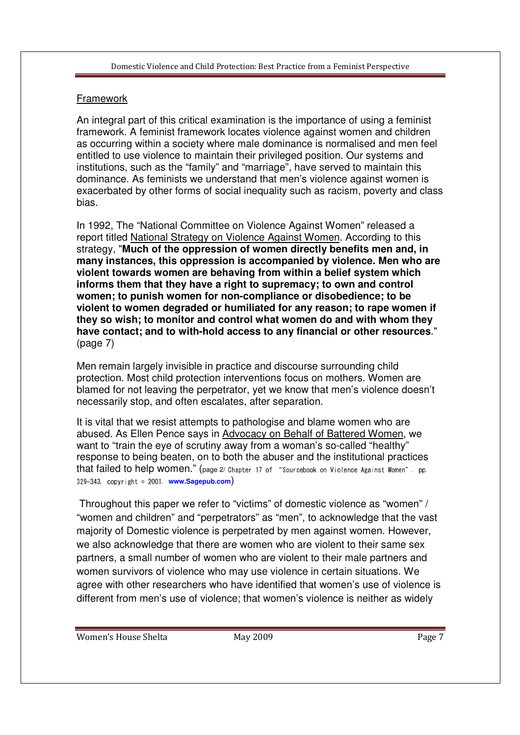<u>Framework</u>

An integral part of this critical examination is the importance of using a feminist framework. A feminist framework locates violence against women and children as occurring within a society where male dominance is normalised and men feel entitled to use violence to maintain their privileged position. Our systems and institutions, such as the "family" and "marriage", have served to maintain this dominance. As feminists we understand that men's violence against women is exacerbated by other forms of social inequality such as racism, poverty and class bias.

In 1992, The "National Committee on Violence Against Women" released a report titled <u>National Strategy on Violence Against Women</u>. According to this strategy, "**Much of the oppression of women directly benefits men and, in many instances, this oppression is accompanied by violence. Men who are violent towards women are behaving from within a belief system which informs them that they have a right to supremacy; to own and control women; to punish women for non-compliance or disobedience; to be violent to women degraded or humiliated for any reason; to rape women if they so wish; to monitor and control what women do and with whom they have contact; and to with-hold access to any financial or other resources**." (page 7)

Men remain largely invisible in practice and discourse surrounding child protection. Most child protection interventions focus on mothers. Women are blamed for not leaving the perpetrator, yet we know that men's violence doesn't necessarily stop, and often escalates, after separation.

It is vital that we resist attempts to pathologise and blame women who are abused. As Ellen Pence says in <u>Advocacy on Behalf of Battered Women</u>, we want to "train the eye of scrutiny away from a woman's so-called "healthy" response to being beaten, on to both the abuser and the institutional practices that failed to help women." (page 2/ Chapter 17 of "Sourcebook on Violence Against Women". pp. 329-343. copyright © 2001. **www.Sagepub.com**)

Throughout this paper we refer to "victims" of domestic violence as "women" / "women and children" and "perpetrators" as "men", to acknowledge that the vast majority of Domestic violence is perpetrated by men against women. However, we also acknowledge that there are women who are violent to their same sex partners, a small number of women who are violent to their male partners and women survivors of violence who may use violence in certain situations. We agree with other researchers who have identified that women's use of violence is different from men's use of violence; that women's violence is neither as widely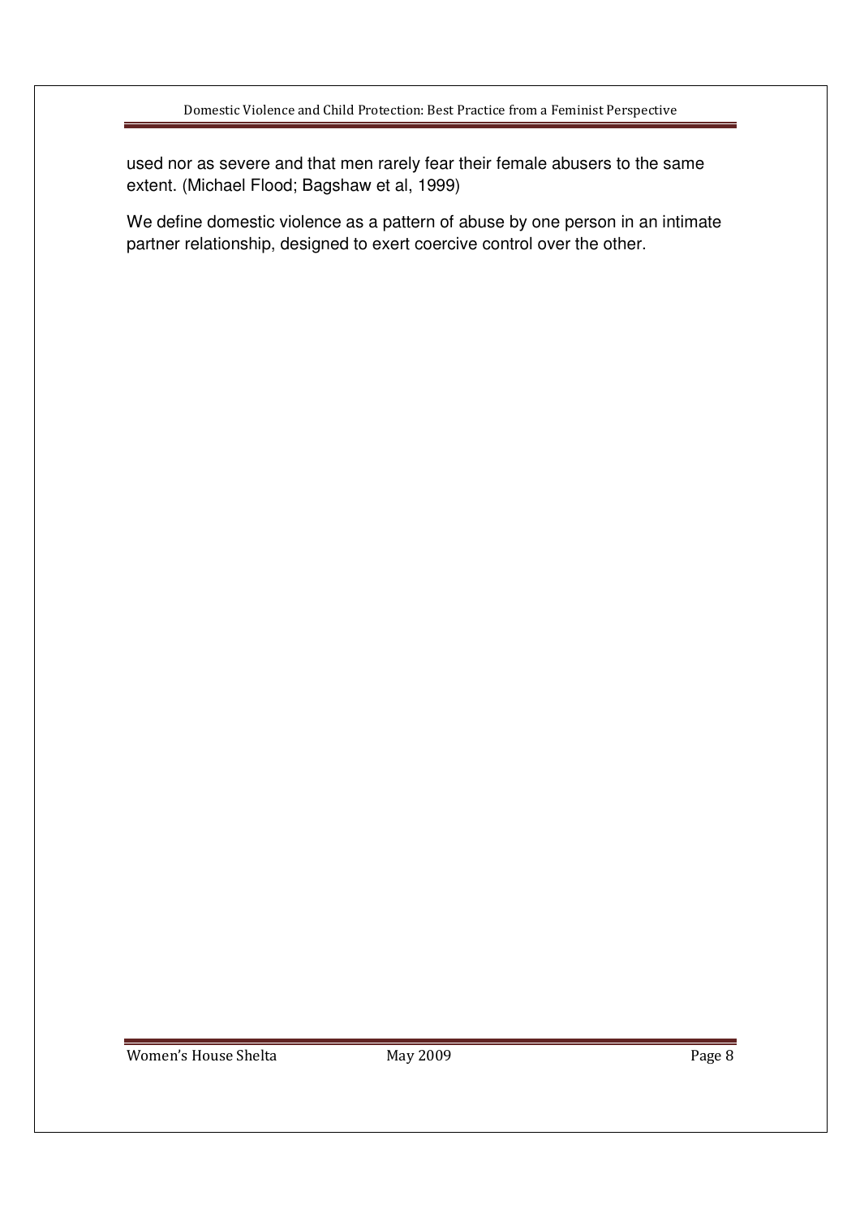used nor as severe and that men rarely fear their female abusers to the same extent. (Michael Flood; Bagshaw et al, 1999)

We define domestic violence as a pattern of abuse by one person in an intimate partner relationship, designed to exert coercive control over the other.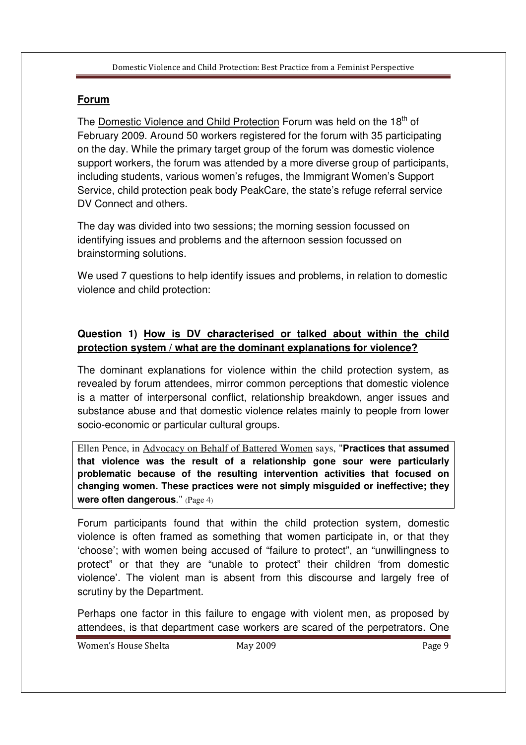## Forum

The Domestic Violence and Child Protection Forum was held on the 18th of February 2009. Around 50 workers registered for the forum with 35 participating on the day. While the primary target group of the forum was domestic violence support workers, the forum was attended by a more diverse group of participants, including students, various women's refuges, the Immigrant Women's Support Service, child protection peak body PeakCare, the state's refuge referral service DV Connect and others.

The day was divided into two sessions; the morning session focussed on identifying issues and problems and the afternoon session focussed on brainstorming solutions.

We used 7 questions to help identify issues and problems, in relation to domestic violence and child protection:

### Question 1) How is DV characterised or talked about within the child protection system / what are the dominant explanations for violence?

The dominant explanations for violence within the child protection system, as revealed by forum attendees, mirror common perceptions that domestic violence is a matter of interpersonal conflict, relationship breakdown, anger issues and substance abuse and that domestic violence relates mainly to people from lower socio-economic or particular cultural groups.

> Ellen Pence, in Advocacy on Behalf of Battered Women says, "**Practices that assumed that violence was the result of a relationship gone sour were particularly problematic because of the resulting intervention activities that focused on changing women. These practices were not simply misguided or ineffective; they were often dangerous**." (Page 4)

Forum participants found that within the child protection system, domestic violence is often framed as something that women participate in, or that they 'choose'; with women being accused of "failure to protect", an "unwillingness to protect" or that they are "unable to protect" their children 'from domestic violence'. The violent man is absent from this discourse and largely free of scrutiny by the Department.

Perhaps one factor in this failure to engage with violent men, as proposed by attendees, is that department case workers are scared of the perpetrators. One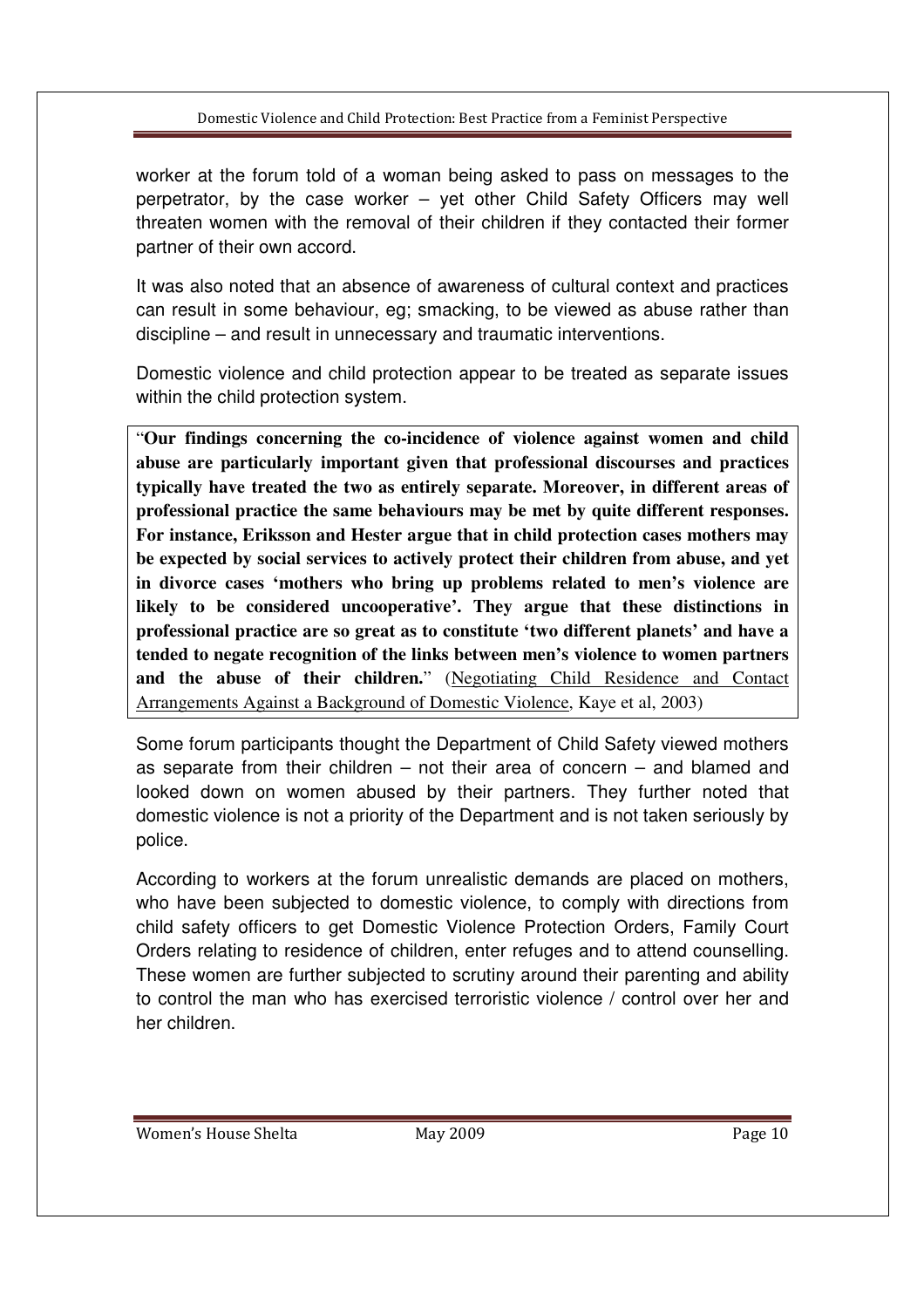worker at the forum told of a woman being asked to pass on messages to the perpetrator, by the case worker – yet other Child Safety Officers may well threaten women with the removal of their children if they contacted their former partner of their own accord.

It was also noted that an absence of awareness of cultural context and practices can result in some behaviour, eg; smacking, to be viewed as abuse rather than discipline – and result in unnecessary and traumatic interventions.

Domestic violence and child protection appear to be treated as separate issues within the child protection system.

> "**Our findings concerning the co-incidence of violence against women and child abuse are particularly important given that professional discourses and practices typically have treated the two as entirely separate. Moreover, in different areas of professional practice the same behaviours may be met by quite different responses. For instance, Eriksson and Hester argue that in child protection cases mothers may be expected by social services to actively protect their children from abuse, and yet in divorce cases 'mothers who bring up problems related to men's violence are likely to be considered uncooperative'. They argue that these distinctions in professional practice are so great as to constitute 'two different planets' and have a tended to negate recognition of the links between men's violence to women partners and the abuse of their children.**" (Negotiating Child Residence and Contact Arrangements Against a Background of Domestic Violence, Kaye et al, 2003)

Some forum participants thought the Department of Child Safety viewed mothers as separate from their children – not their area of concern – and blamed and looked down on women abused by their partners. They further noted that domestic violence is not a priority of the Department and is not taken seriously by police.

According to workers at the forum unrealistic demands are placed on mothers, who have been subjected to domestic violence, to comply with directions from child safety officers to get Domestic Violence Protection Orders, Family Court Orders relating to residence of children, enter refuges and to attend counselling. These women are further subjected to scrutiny around their parenting and ability to control the man who has exercised terroristic violence / control over her and her children.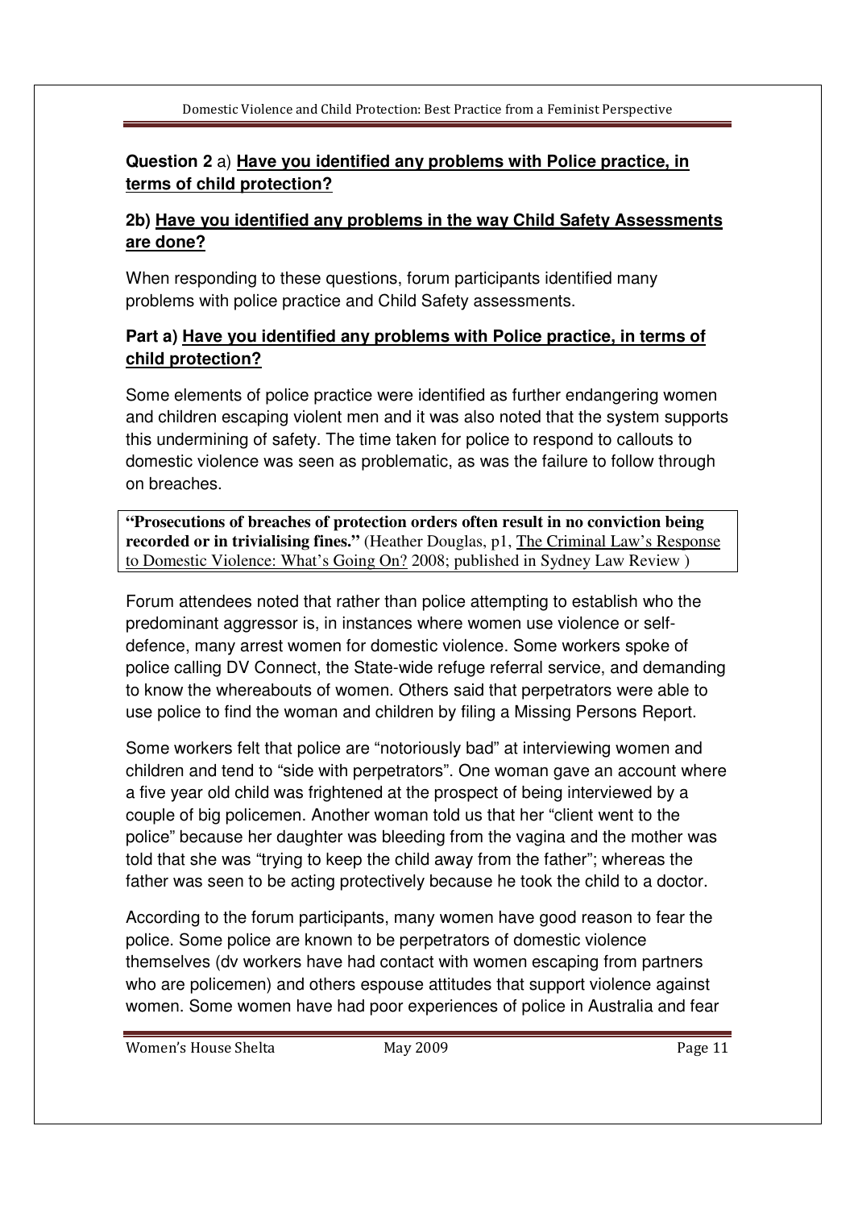**Question 2** a) **Have you identified any problems with Police practice, in terms of child protection?**

**2b) Have you identified any problems in the way Child Safety Assessments are done?**

When responding to these questions, forum participants identified many problems with police practice and Child Safety assessments.

**Part a) Have you identified any problems with Police practice, in terms of child protection?**

Some elements of police practice were identified as further endangering women and children escaping violent men and it was also noted that the system supports this undermining of safety. The time taken for police to respond to callouts to domestic violence was seen as problematic, as was the failure to follow through on breaches.

> **"Prosecutions of breaches of protection orders often result in no conviction being recorded or in trivialising fines."** (Heather Douglas, p1, The Criminal Law's Response to Domestic Violence: What's Going On? 2008; published in Sydney Law Review )

Forum attendees noted that rather than police attempting to establish who the predominant aggressor is, in instances where women use violence or self-defence, many arrest women for domestic violence. Some workers spoke of police calling DV Connect, the State-wide refuge referral service, and demanding to know the whereabouts of women. Others said that perpetrators were able to use police to find the woman and children by filing a Missing Persons Report.

Some workers felt that police are "notoriously bad" at interviewing women and children and tend to "side with perpetrators". One woman gave an account where a five year old child was frightened at the prospect of being interviewed by a couple of big policemen. Another woman told us that her "client went to the police" because her daughter was bleeding from the vagina and the mother was told that she was "trying to keep the child away from the father"; whereas the father was seen to be acting protectively because he took the child to a doctor.

According to the forum participants, many women have good reason to fear the police. Some police are known to be perpetrators of domestic violence themselves (dv workers have had contact with women escaping from partners who are policemen) and others espouse attitudes that support violence against women. Some women have had poor experiences of police in Australia and fear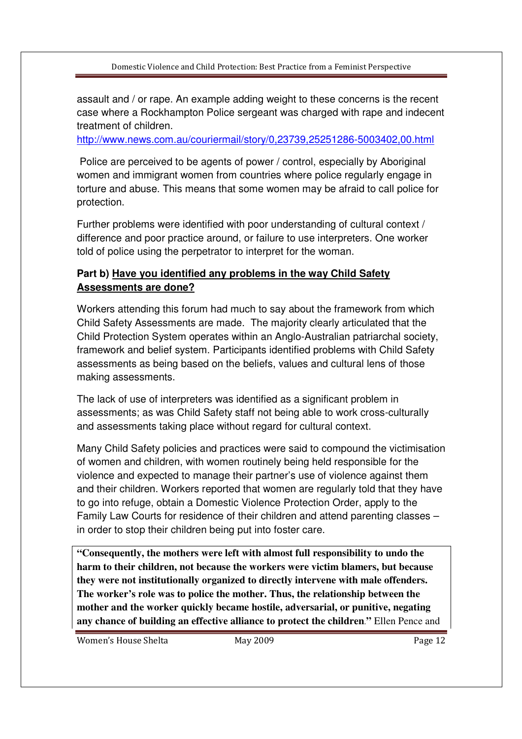assault and / or rape. An example adding weight to these concerns is the recent case where a Rockhampton Police sergeant was charged with rape and indecent treatment of children.
http://www.news.com.au/couriermail/story/0,23739,25251286-5003402,00.html

Police are perceived to be agents of power / control, especially by Aboriginal women and immigrant women from countries where police regularly engage in torture and abuse. This means that some women may be afraid to call police for protection.

Further problems were identified with poor understanding of cultural context / difference and poor practice around, or failure to use interpreters. One worker told of police using the perpetrator to interpret for the woman.

**Part b) <u>Have you identified any problems in the way Child Safety Assessments are done?</u>**

Workers attending this forum had much to say about the framework from which Child Safety Assessments are made. The majority clearly articulated that the Child Protection System operates within an Anglo-Australian patriarchal society, framework and belief system. Participants identified problems with Child Safety assessments as being based on the beliefs, values and cultural lens of those making assessments.

The lack of use of interpreters was identified as a significant problem in assessments; as was Child Safety staff not being able to work cross-culturally and assessments taking place without regard for cultural context.

Many Child Safety policies and practices were said to compound the victimisation of women and children, with women routinely being held responsible for the violence and expected to manage their partner's use of violence against them and their children. Workers reported that women are regularly told that they have to go into refuge, obtain a Domestic Violence Protection Order, apply to the Family Law Courts for residence of their children and attend parenting classes – in order to stop their children being put into foster care.

> **"Consequently, the mothers were left with almost full responsibility to undo the harm to their children, not because the workers were victim blamers, but because they were not institutionally organized to directly intervene with male offenders. The worker's role was to police the mother. Thus, the relationship between the mother and the worker quickly became hostile, adversarial, or punitive, negating any chance of building an effective alliance to protect the children."** Ellen Pence and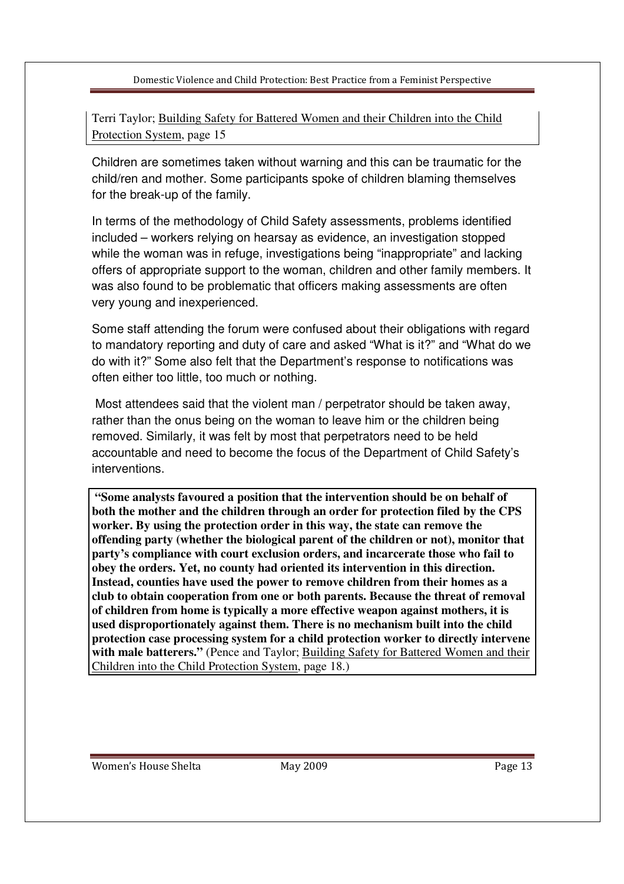Terri Taylor; Building Safety for Battered Women and their Children into the Child Protection System, page 15

Children are sometimes taken without warning and this can be traumatic for the child/ren and mother. Some participants spoke of children blaming themselves for the break-up of the family.

In terms of the methodology of Child Safety assessments, problems identified included – workers relying on hearsay as evidence, an investigation stopped while the woman was in refuge, investigations being "inappropriate" and lacking offers of appropriate support to the woman, children and other family members. It was also found to be problematic that officers making assessments are often very young and inexperienced.

Some staff attending the forum were confused about their obligations with regard to mandatory reporting and duty of care and asked "What is it?" and "What do we do with it?" Some also felt that the Department's response to notifications was often either too little, too much or nothing.

Most attendees said that the violent man / perpetrator should be taken away, rather than the onus being on the woman to leave him or the children being removed. Similarly, it was felt by most that perpetrators need to be held accountable and need to become the focus of the Department of Child Safety's interventions.

**"Some analysts favoured a position that the intervention should be on behalf of both the mother and the children through an order for protection filed by the CPS worker. By using the protection order in this way, the state can remove the offending party (whether the biological parent of the children or not), monitor that party's compliance with court exclusion orders, and incarcerate those who fail to obey the orders. Yet, no county had oriented its intervention in this direction. Instead, counties have used the power to remove children from their homes as a club to obtain cooperation from one or both parents. Because the threat of removal of children from home is typically a more effective weapon against mothers, it is used disproportionately against them. There is no mechanism built into the child protection case processing system for a child protection worker to directly intervene with male batterers."** (Pence and Taylor; Building Safety for Battered Women and their Children into the Child Protection System, page 18.)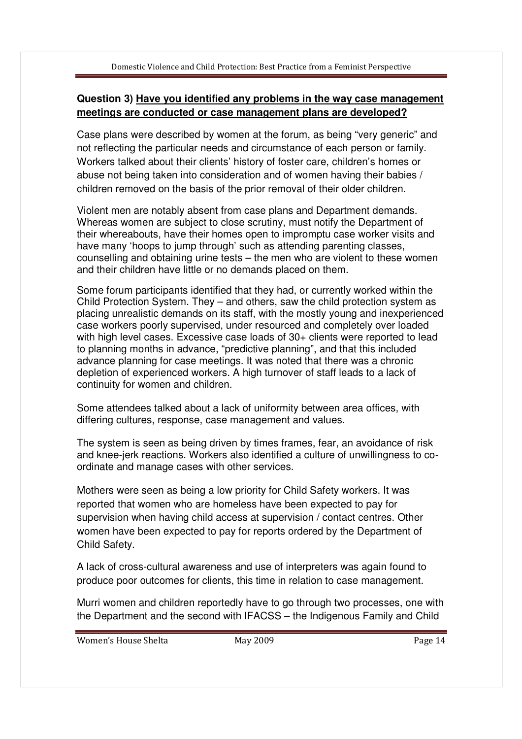**Question 3) Have you identified any problems in the way case management meetings are conducted or case management plans are developed?**

Case plans were described by women at the forum, as being "very generic" and not reflecting the particular needs and circumstance of each person or family. Workers talked about their clients' history of foster care, children's homes or abuse not being taken into consideration and of women having their babies / children removed on the basis of the prior removal of their older children.

Violent men are notably absent from case plans and Department demands. Whereas women are subject to close scrutiny, must notify the Department of their whereabouts, have their homes open to impromptu case worker visits and have many 'hoops to jump through' such as attending parenting classes, counselling and obtaining urine tests – the men who are violent to these women and their children have little or no demands placed on them.

Some forum participants identified that they had, or currently worked within the Child Protection System. They – and others, saw the child protection system as placing unrealistic demands on its staff, with the mostly young and inexperienced case workers poorly supervised, under resourced and completely over loaded with high level cases. Excessive case loads of 30+ clients were reported to lead to planning months in advance, "predictive planning", and that this included advance planning for case meetings. It was noted that there was a chronic depletion of experienced workers. A high turnover of staff leads to a lack of continuity for women and children.

Some attendees talked about a lack of uniformity between area offices, with differing cultures, response, case management and values.

The system is seen as being driven by times frames, fear, an avoidance of risk and knee-jerk reactions. Workers also identified a culture of unwillingness to co-ordinate and manage cases with other services.

Mothers were seen as being a low priority for Child Safety workers. It was reported that women who are homeless have been expected to pay for supervision when having child access at supervision / contact centres. Other women have been expected to pay for reports ordered by the Department of Child Safety.

A lack of cross-cultural awareness and use of interpreters was again found to produce poor outcomes for clients, this time in relation to case management.

Murri women and children reportedly have to go through two processes, one with the Department and the second with IFACSS – the Indigenous Family and Child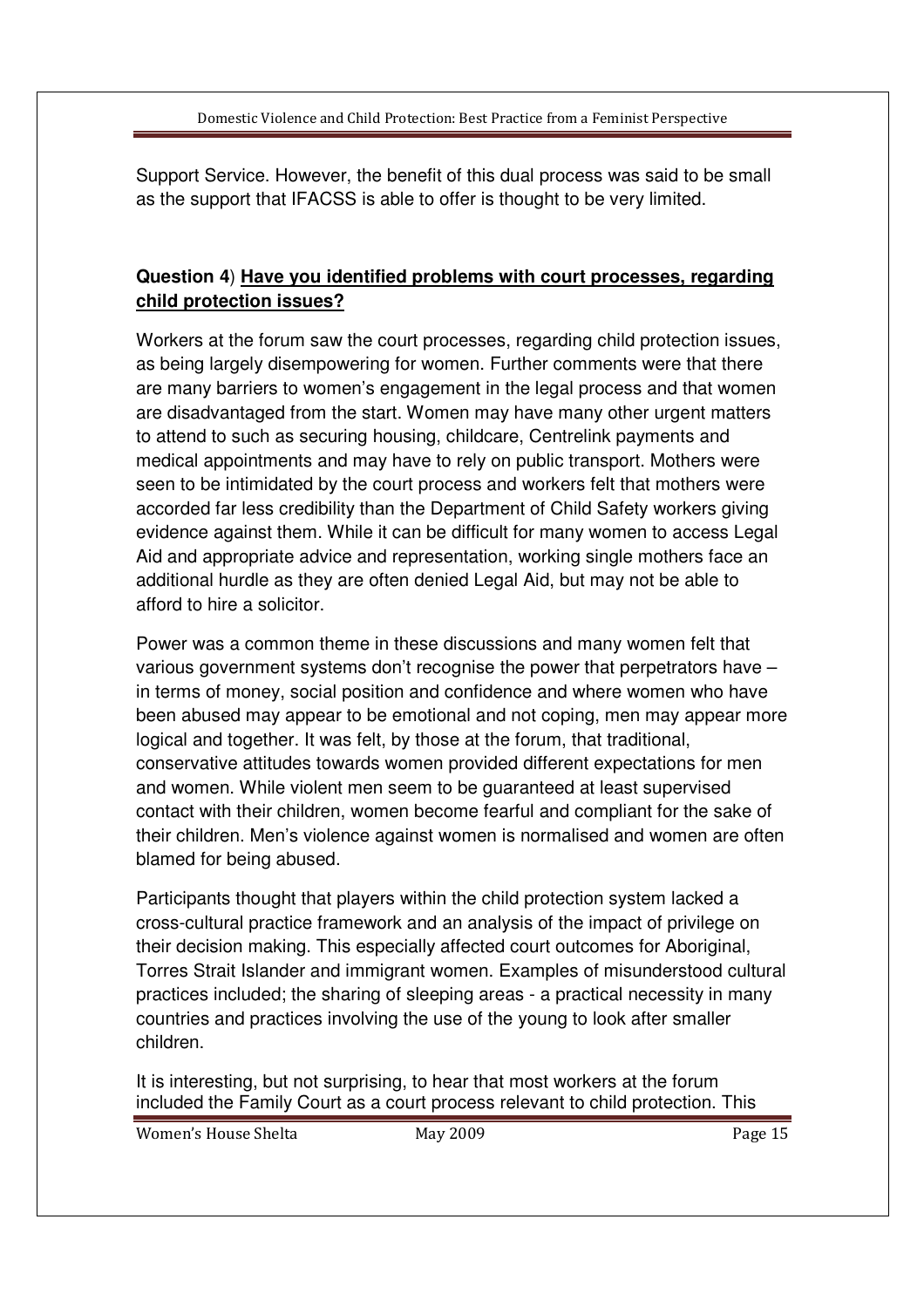Support Service. However, the benefit of this dual process was said to be small as the support that IFACSS is able to offer is thought to be very limited.

**Question 4**) **Have you identified problems with court processes, regarding child protection issues?**

Workers at the forum saw the court processes, regarding child protection issues, as being largely disempowering for women. Further comments were that there are many barriers to women's engagement in the legal process and that women are disadvantaged from the start. Women may have many other urgent matters to attend to such as securing housing, childcare, Centrelink payments and medical appointments and may have to rely on public transport. Mothers were seen to be intimidated by the court process and workers felt that mothers were accorded far less credibility than the Department of Child Safety workers giving evidence against them. While it can be difficult for many women to access Legal Aid and appropriate advice and representation, working single mothers face an additional hurdle as they are often denied Legal Aid, but may not be able to afford to hire a solicitor.

Power was a common theme in these discussions and many women felt that various government systems don't recognise the power that perpetrators have – in terms of money, social position and confidence and where women who have been abused may appear to be emotional and not coping, men may appear more logical and together. It was felt, by those at the forum, that traditional, conservative attitudes towards women provided different expectations for men and women. While violent men seem to be guaranteed at least supervised contact with their children, women become fearful and compliant for the sake of their children. Men's violence against women is normalised and women are often blamed for being abused.

Participants thought that players within the child protection system lacked a cross-cultural practice framework and an analysis of the impact of privilege on their decision making. This especially affected court outcomes for Aboriginal, Torres Strait Islander and immigrant women. Examples of misunderstood cultural practices included; the sharing of sleeping areas - a practical necessity in many countries and practices involving the use of the young to look after smaller children.

It is interesting, but not surprising, to hear that most workers at the forum included the Family Court as a court process relevant to child protection. This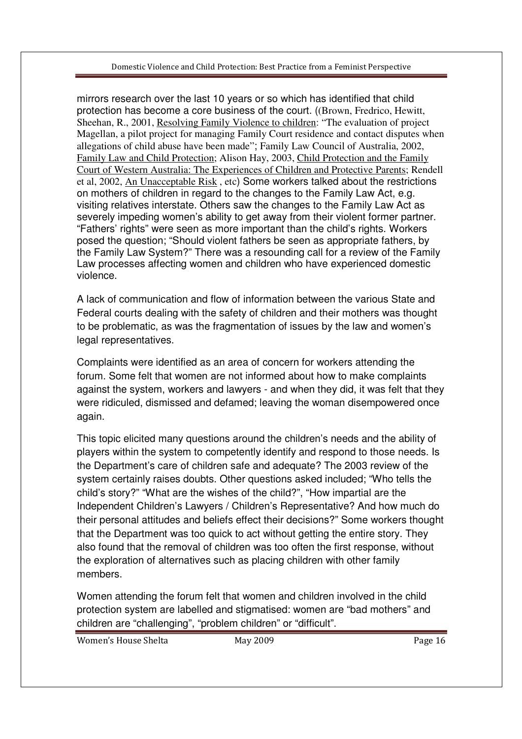mirrors research over the last 10 years or so which has identified that child protection has become a core business of the court. ((Brown, Fredrico, Hewitt, Sheehan, R., 2001, Resolving Family Violence to children: "The evaluation of project Magellan, a pilot project for managing Family Court residence and contact disputes when allegations of child abuse have been made"; Family Law Council of Australia, 2002, Family Law and Child Protection; Alison Hay, 2003, Child Protection and the Family Court of Western Australia: The Experiences of Children and Protective Parents; Rendell et al, 2002, An Unacceptable Risk , etc) Some workers talked about the restrictions on mothers of children in regard to the changes to the Family Law Act, e.g. visiting relatives interstate. Others saw the changes to the Family Law Act as severely impeding women's ability to get away from their violent former partner. "Fathers' rights" were seen as more important than the child's rights. Workers posed the question; "Should violent fathers be seen as appropriate fathers, by the Family Law System?" There was a resounding call for a review of the Family Law processes affecting women and children who have experienced domestic violence.

A lack of communication and flow of information between the various State and Federal courts dealing with the safety of children and their mothers was thought to be problematic, as was the fragmentation of issues by the law and women's legal representatives.

Complaints were identified as an area of concern for workers attending the forum. Some felt that women are not informed about how to make complaints against the system, workers and lawyers - and when they did, it was felt that they were ridiculed, dismissed and defamed; leaving the woman disempowered once again.

This topic elicited many questions around the children's needs and the ability of players within the system to competently identify and respond to those needs. Is the Department's care of children safe and adequate? The 2003 review of the system certainly raises doubts. Other questions asked included; "Who tells the child's story?" "What are the wishes of the child?", "How impartial are the Independent Children's Lawyers / Children's Representative? And how much do their personal attitudes and beliefs effect their decisions?" Some workers thought that the Department was too quick to act without getting the entire story. They also found that the removal of children was too often the first response, without the exploration of alternatives such as placing children with other family members.

Women attending the forum felt that women and children involved in the child protection system are labelled and stigmatised: women are "bad mothers" and children are "challenging", "problem children" or "difficult".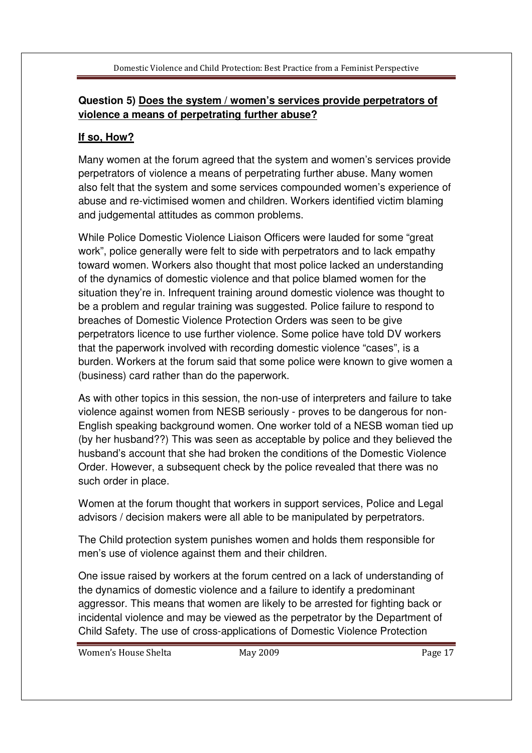**Question 5) <u>Does the system / women's services provide perpetrators of violence a means of perpetrating further abuse?</u>**

**<u>If so, How?</u>**

Many women at the forum agreed that the system and women's services provide perpetrators of violence a means of perpetrating further abuse. Many women also felt that the system and some services compounded women's experience of abuse and re-victimised women and children. Workers identified victim blaming and judgemental attitudes as common problems.

While Police Domestic Violence Liaison Officers were lauded for some "great work", police generally were felt to side with perpetrators and to lack empathy toward women. Workers also thought that most police lacked an understanding of the dynamics of domestic violence and that police blamed women for the situation they're in. Infrequent training around domestic violence was thought to be a problem and regular training was suggested. Police failure to respond to breaches of Domestic Violence Protection Orders was seen to be give perpetrators licence to use further violence. Some police have told DV workers that the paperwork involved with recording domestic violence "cases", is a burden. Workers at the forum said that some police were known to give women a (business) card rather than do the paperwork.

As with other topics in this session, the non-use of interpreters and failure to take violence against women from NESB seriously - proves to be dangerous for non-English speaking background women. One worker told of a NESB woman tied up (by her husband??) This was seen as acceptable by police and they believed the husband's account that she had broken the conditions of the Domestic Violence Order. However, a subsequent check by the police revealed that there was no such order in place.

Women at the forum thought that workers in support services, Police and Legal advisors / decision makers were all able to be manipulated by perpetrators.

The Child protection system punishes women and holds them responsible for men's use of violence against them and their children.

One issue raised by workers at the forum centred on a lack of understanding of the dynamics of domestic violence and a failure to identify a predominant aggressor. This means that women are likely to be arrested for fighting back or incidental violence and may be viewed as the perpetrator by the Department of Child Safety. The use of cross-applications of Domestic Violence Protection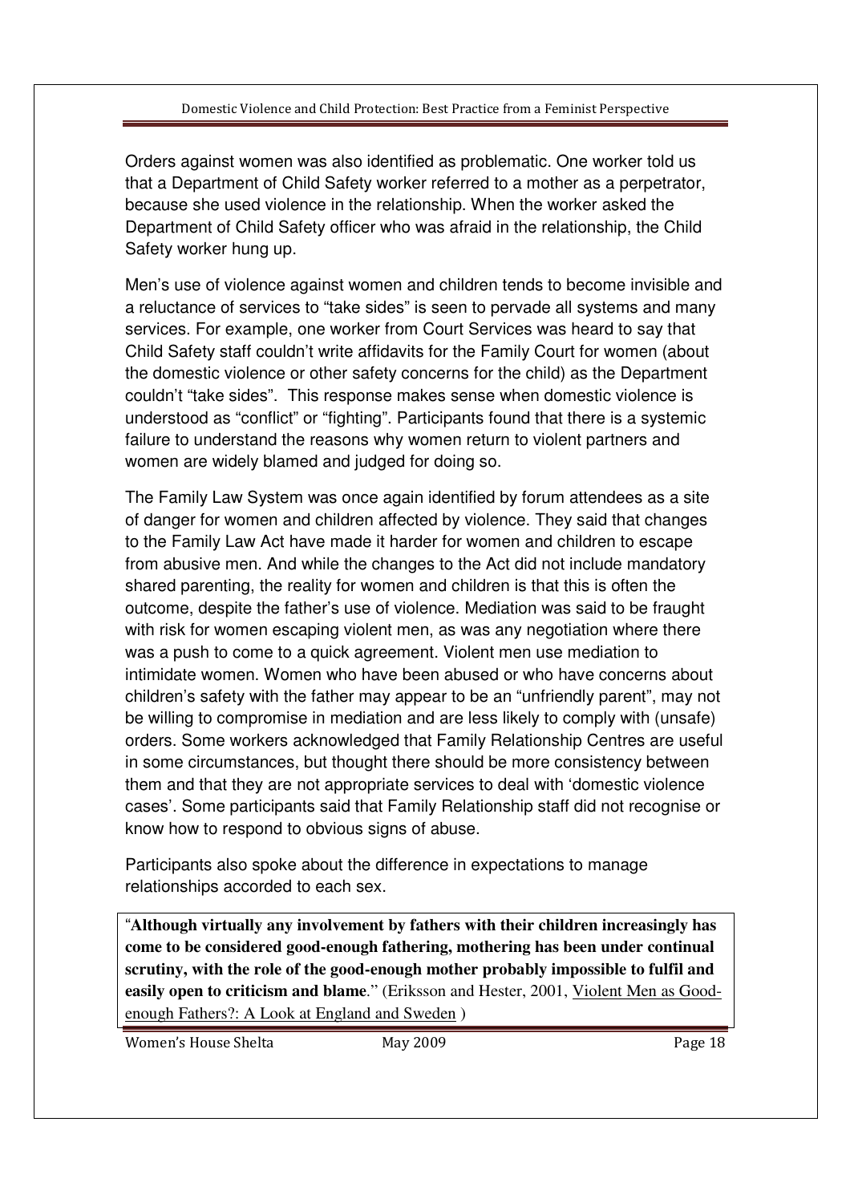Orders against women was also identified as problematic. One worker told us that a Department of Child Safety worker referred to a mother as a perpetrator, because she used violence in the relationship. When the worker asked the Department of Child Safety officer who was afraid in the relationship, the Child Safety worker hung up.

Men's use of violence against women and children tends to become invisible and a reluctance of services to "take sides" is seen to pervade all systems and many services. For example, one worker from Court Services was heard to say that Child Safety staff couldn't write affidavits for the Family Court for women (about the domestic violence or other safety concerns for the child) as the Department couldn't "take sides". This response makes sense when domestic violence is understood as "conflict" or "fighting". Participants found that there is a systemic failure to understand the reasons why women return to violent partners and women are widely blamed and judged for doing so.

The Family Law System was once again identified by forum attendees as a site of danger for women and children affected by violence. They said that changes to the Family Law Act have made it harder for women and children to escape from abusive men. And while the changes to the Act did not include mandatory shared parenting, the reality for women and children is that this is often the outcome, despite the father's use of violence. Mediation was said to be fraught with risk for women escaping violent men, as was any negotiation where there was a push to come to a quick agreement. Violent men use mediation to intimidate women. Women who have been abused or who have concerns about children's safety with the father may appear to be an "unfriendly parent", may not be willing to compromise in mediation and are less likely to comply with (unsafe) orders. Some workers acknowledged that Family Relationship Centres are useful in some circumstances, but thought there should be more consistency between them and that they are not appropriate services to deal with 'domestic violence cases'. Some participants said that Family Relationship staff did not recognise or know how to respond to obvious signs of abuse.

Participants also spoke about the difference in expectations to manage relationships accorded to each sex.

"**Although virtually any involvement by fathers with their children increasingly has come to be considered good-enough fathering, mothering has been under continual scrutiny, with the role of the good-enough mother probably impossible to fulfil and easily open to criticism and blame**." (Eriksson and Hester, 2001, Violent Men as Good-enough Fathers?: A Look at England and Sweden )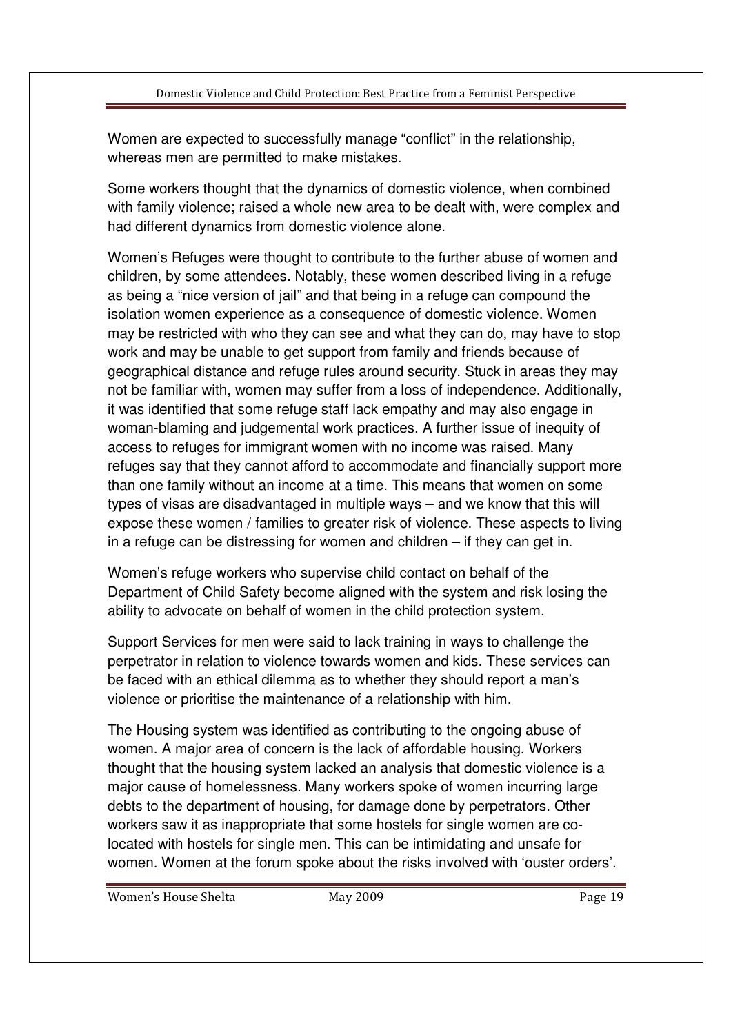Women are expected to successfully manage "conflict" in the relationship, whereas men are permitted to make mistakes.

Some workers thought that the dynamics of domestic violence, when combined with family violence; raised a whole new area to be dealt with, were complex and had different dynamics from domestic violence alone.

Women's Refuges were thought to contribute to the further abuse of women and children, by some attendees. Notably, these women described living in a refuge as being a "nice version of jail" and that being in a refuge can compound the isolation women experience as a consequence of domestic violence. Women may be restricted with who they can see and what they can do, may have to stop work and may be unable to get support from family and friends because of geographical distance and refuge rules around security. Stuck in areas they may not be familiar with, women may suffer from a loss of independence. Additionally, it was identified that some refuge staff lack empathy and may also engage in woman-blaming and judgemental work practices. A further issue of inequity of access to refuges for immigrant women with no income was raised. Many refuges say that they cannot afford to accommodate and financially support more than one family without an income at a time. This means that women on some types of visas are disadvantaged in multiple ways – and we know that this will expose these women / families to greater risk of violence. These aspects to living in a refuge can be distressing for women and children – if they can get in.

Women's refuge workers who supervise child contact on behalf of the Department of Child Safety become aligned with the system and risk losing the ability to advocate on behalf of women in the child protection system.

Support Services for men were said to lack training in ways to challenge the perpetrator in relation to violence towards women and kids. These services can be faced with an ethical dilemma as to whether they should report a man's violence or prioritise the maintenance of a relationship with him.

The Housing system was identified as contributing to the ongoing abuse of women. A major area of concern is the lack of affordable housing. Workers thought that the housing system lacked an analysis that domestic violence is a major cause of homelessness. Many workers spoke of women incurring large debts to the department of housing, for damage done by perpetrators. Other workers saw it as inappropriate that some hostels for single women are co-located with hostels for single men. This can be intimidating and unsafe for women. Women at the forum spoke about the risks involved with 'ouster orders'.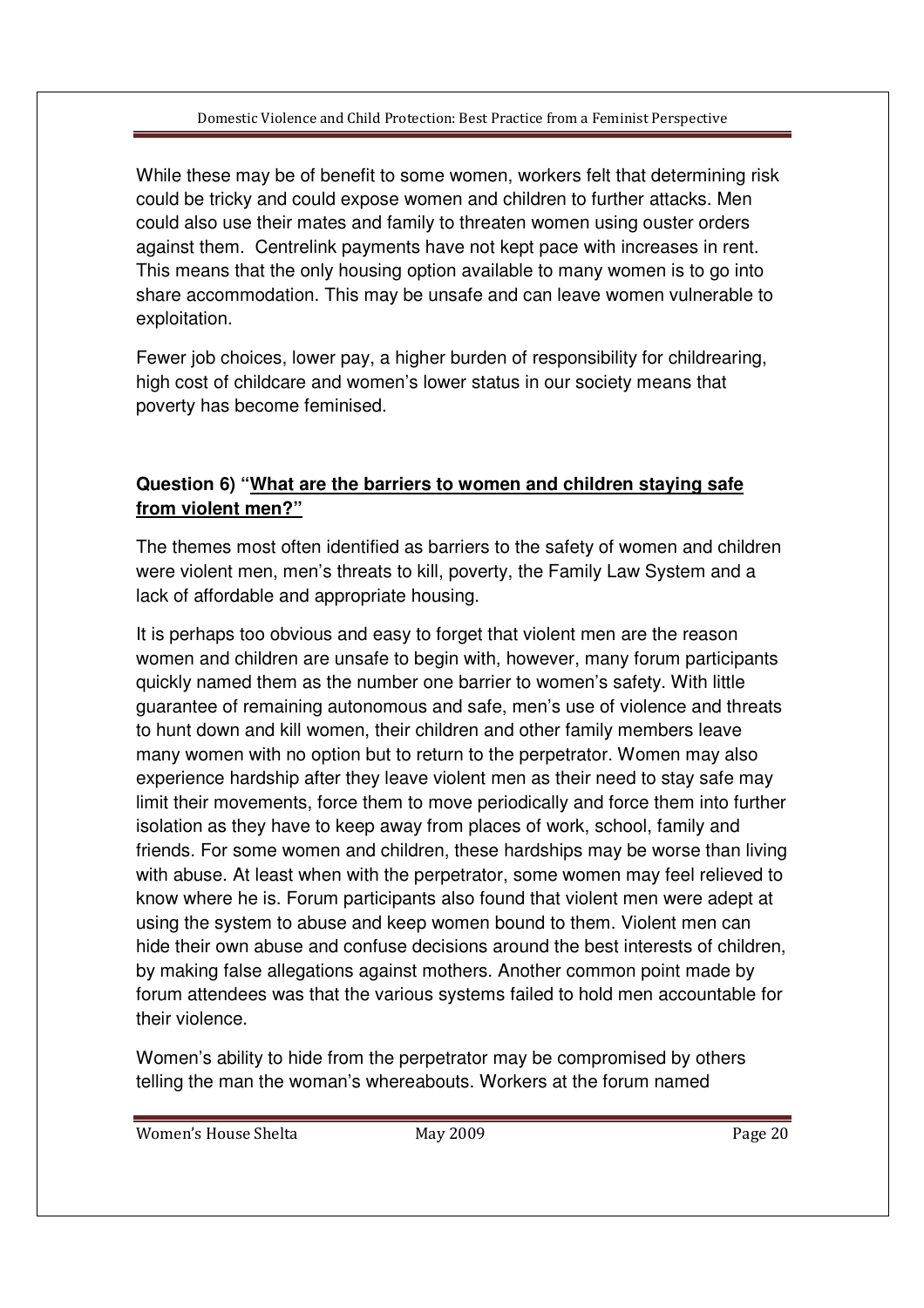While these may be of benefit to some women, workers felt that determining risk could be tricky and could expose women and children to further attacks. Men could also use their mates and family to threaten women using ouster orders against them. Centrelink payments have not kept pace with increases in rent. This means that the only housing option available to many women is to go into share accommodation. This may be unsafe and can leave women vulnerable to exploitation.

Fewer job choices, lower pay, a higher burden of responsibility for childrearing, high cost of childcare and women's lower status in our society means that poverty has become feminised.

**Question 6) "<u>What are the barriers to women and children staying safe from violent men?"</u>**

The themes most often identified as barriers to the safety of women and children were violent men, men's threats to kill, poverty, the Family Law System and a lack of affordable and appropriate housing.

It is perhaps too obvious and easy to forget that violent men are the reason women and children are unsafe to begin with, however, many forum participants quickly named them as the number one barrier to women's safety. With little guarantee of remaining autonomous and safe, men's use of violence and threats to hunt down and kill women, their children and other family members leave many women with no option but to return to the perpetrator. Women may also experience hardship after they leave violent men as their need to stay safe may limit their movements, force them to move periodically and force them into further isolation as they have to keep away from places of work, school, family and friends. For some women and children, these hardships may be worse than living with abuse. At least when with the perpetrator, some women may feel relieved to know where he is. Forum participants also found that violent men were adept at using the system to abuse and keep women bound to them. Violent men can hide their own abuse and confuse decisions around the best interests of children, by making false allegations against mothers. Another common point made by forum attendees was that the various systems failed to hold men accountable for their violence.

Women's ability to hide from the perpetrator may be compromised by others telling the man the woman's whereabouts. Workers at the forum named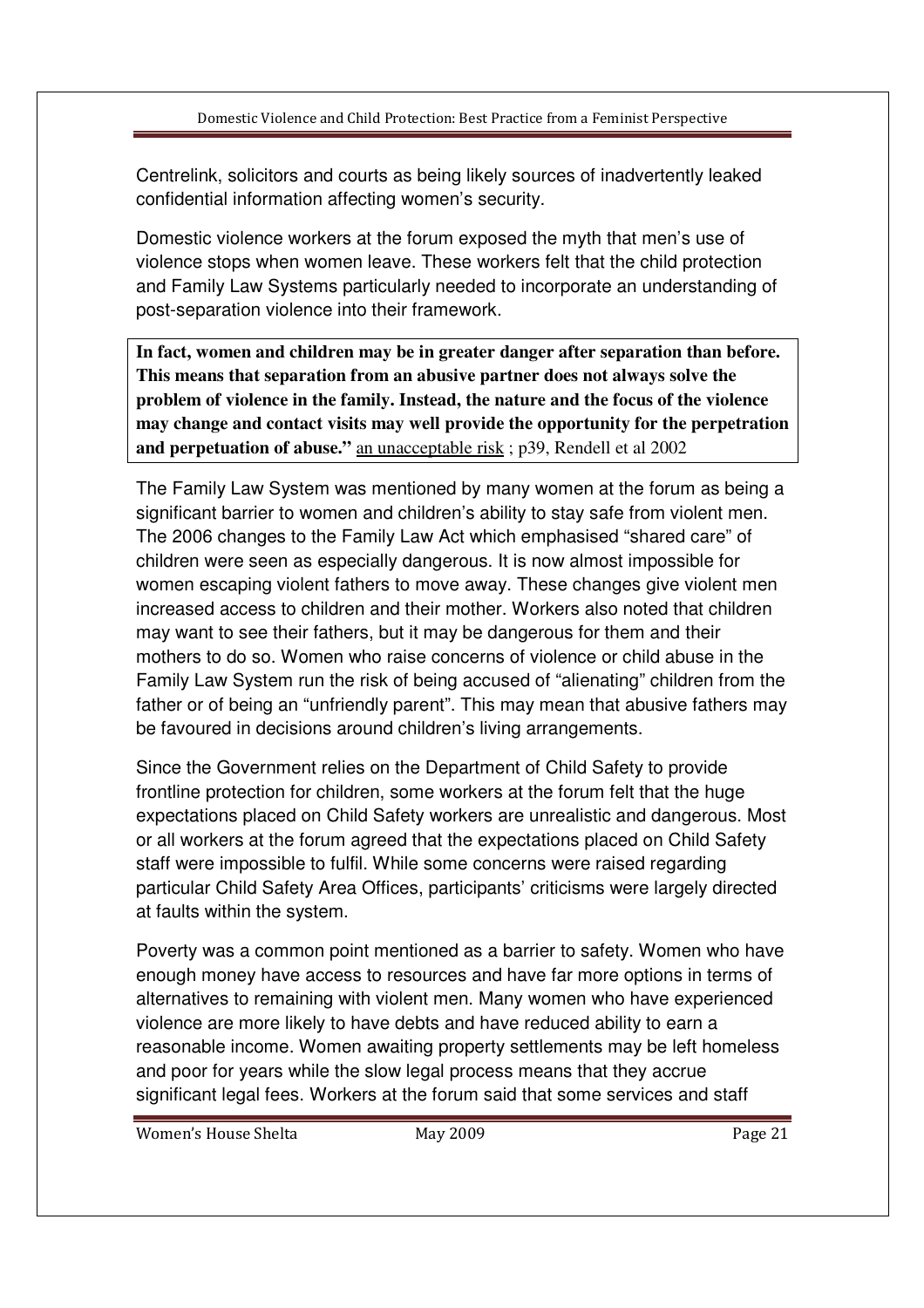Centrelink, solicitors and courts as being likely sources of inadvertently leaked confidential information affecting women's security.

Domestic violence workers at the forum exposed the myth that men's use of violence stops when women leave. These workers felt that the child protection and Family Law Systems particularly needed to incorporate an understanding of post-separation violence into their framework.

> **In fact, women and children may be in greater danger after separation than before. This means that separation from an abusive partner does not always solve the problem of violence in the family. Instead, the nature and the focus of the violence may change and contact visits may well provide the opportunity for the perpetration and perpetuation of abuse."** an unacceptable risk ; p39, Rendell et al 2002

The Family Law System was mentioned by many women at the forum as being a significant barrier to women and children's ability to stay safe from violent men. The 2006 changes to the Family Law Act which emphasised "shared care" of children were seen as especially dangerous. It is now almost impossible for women escaping violent fathers to move away. These changes give violent men increased access to children and their mother. Workers also noted that children may want to see their fathers, but it may be dangerous for them and their mothers to do so. Women who raise concerns of violence or child abuse in the Family Law System run the risk of being accused of "alienating" children from the father or of being an "unfriendly parent". This may mean that abusive fathers may be favoured in decisions around children's living arrangements.

Since the Government relies on the Department of Child Safety to provide frontline protection for children, some workers at the forum felt that the huge expectations placed on Child Safety workers are unrealistic and dangerous. Most or all workers at the forum agreed that the expectations placed on Child Safety staff were impossible to fulfil. While some concerns were raised regarding particular Child Safety Area Offices, participants' criticisms were largely directed at faults within the system.

Poverty was a common point mentioned as a barrier to safety. Women who have enough money have access to resources and have far more options in terms of alternatives to remaining with violent men. Many women who have experienced violence are more likely to have debts and have reduced ability to earn a reasonable income. Women awaiting property settlements may be left homeless and poor for years while the slow legal process means that they accrue significant legal fees. Workers at the forum said that some services and staff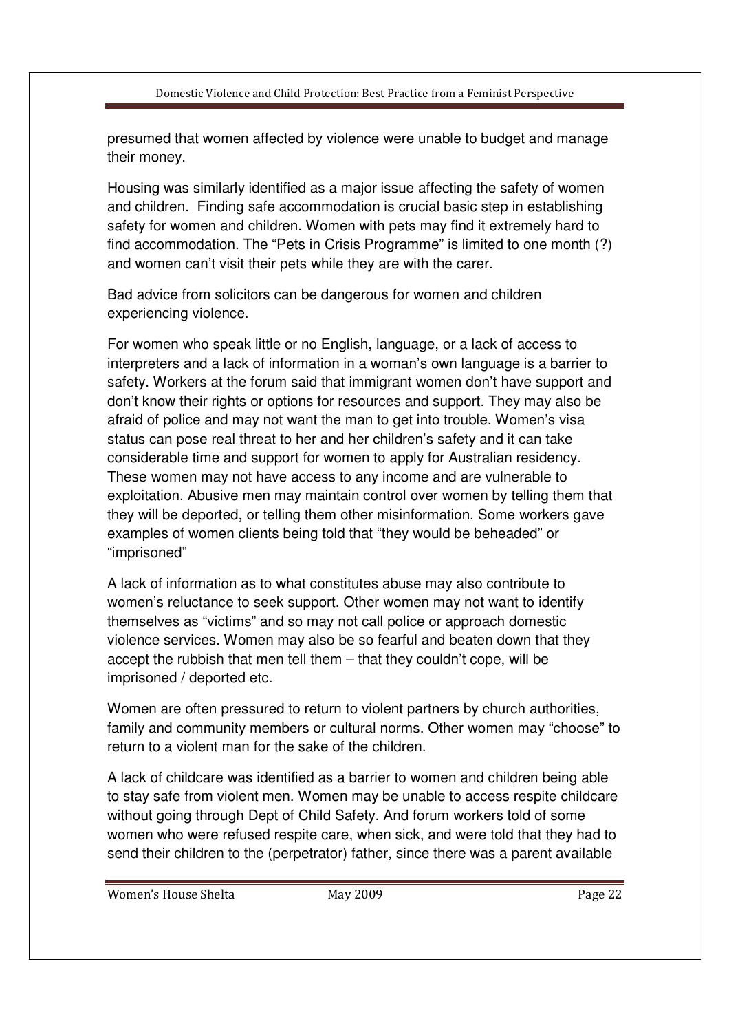presumed that women affected by violence were unable to budget and manage their money.

Housing was similarly identified as a major issue affecting the safety of women and children. Finding safe accommodation is crucial basic step in establishing safety for women and children. Women with pets may find it extremely hard to find accommodation. The "Pets in Crisis Programme" is limited to one month (?) and women can't visit their pets while they are with the carer.

Bad advice from solicitors can be dangerous for women and children experiencing violence.

For women who speak little or no English, language, or a lack of access to interpreters and a lack of information in a woman's own language is a barrier to safety. Workers at the forum said that immigrant women don't have support and don't know their rights or options for resources and support. They may also be afraid of police and may not want the man to get into trouble. Women's visa status can pose real threat to her and her children's safety and it can take considerable time and support for women to apply for Australian residency. These women may not have access to any income and are vulnerable to exploitation. Abusive men may maintain control over women by telling them that they will be deported, or telling them other misinformation. Some workers gave examples of women clients being told that "they would be beheaded" or "imprisoned"

A lack of information as to what constitutes abuse may also contribute to women's reluctance to seek support. Other women may not want to identify themselves as "victims" and so may not call police or approach domestic violence services. Women may also be so fearful and beaten down that they accept the rubbish that men tell them – that they couldn't cope, will be imprisoned / deported etc.

Women are often pressured to return to violent partners by church authorities, family and community members or cultural norms. Other women may "choose" to return to a violent man for the sake of the children.

A lack of childcare was identified as a barrier to women and children being able to stay safe from violent men. Women may be unable to access respite childcare without going through Dept of Child Safety. And forum workers told of some women who were refused respite care, when sick, and were told that they had to send their children to the (perpetrator) father, since there was a parent available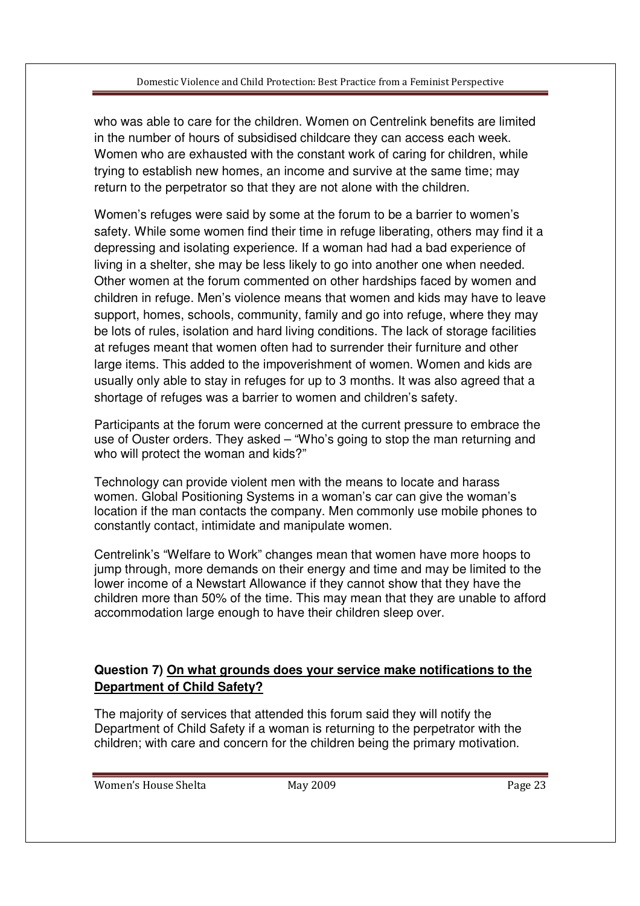who was able to care for the children. Women on Centrelink benefits are limited in the number of hours of subsidised childcare they can access each week. Women who are exhausted with the constant work of caring for children, while trying to establish new homes, an income and survive at the same time; may return to the perpetrator so that they are not alone with the children.

Women's refuges were said by some at the forum to be a barrier to women's safety. While some women find their time in refuge liberating, others may find it a depressing and isolating experience. If a woman had had a bad experience of living in a shelter, she may be less likely to go into another one when needed. Other women at the forum commented on other hardships faced by women and children in refuge. Men's violence means that women and kids may have to leave support, homes, schools, community, family and go into refuge, where they may be lots of rules, isolation and hard living conditions. The lack of storage facilities at refuges meant that women often had to surrender their furniture and other large items. This added to the impoverishment of women. Women and kids are usually only able to stay in refuges for up to 3 months. It was also agreed that a shortage of refuges was a barrier to women and children's safety.

Participants at the forum were concerned at the current pressure to embrace the use of Ouster orders. They asked – "Who's going to stop the man returning and who will protect the woman and kids?"

Technology can provide violent men with the means to locate and harass women. Global Positioning Systems in a woman's car can give the woman's location if the man contacts the company. Men commonly use mobile phones to constantly contact, intimidate and manipulate women.

Centrelink's "Welfare to Work" changes mean that women have more hoops to jump through, more demands on their energy and time and may be limited to the lower income of a Newstart Allowance if they cannot show that they have the children more than 50% of the time. This may mean that they are unable to afford accommodation large enough to have their children sleep over.

**Question 7) <u>On what grounds does your service make notifications to the Department of Child Safety?</u>**

The majority of services that attended this forum said they will notify the Department of Child Safety if a woman is returning to the perpetrator with the children; with care and concern for the children being the primary motivation.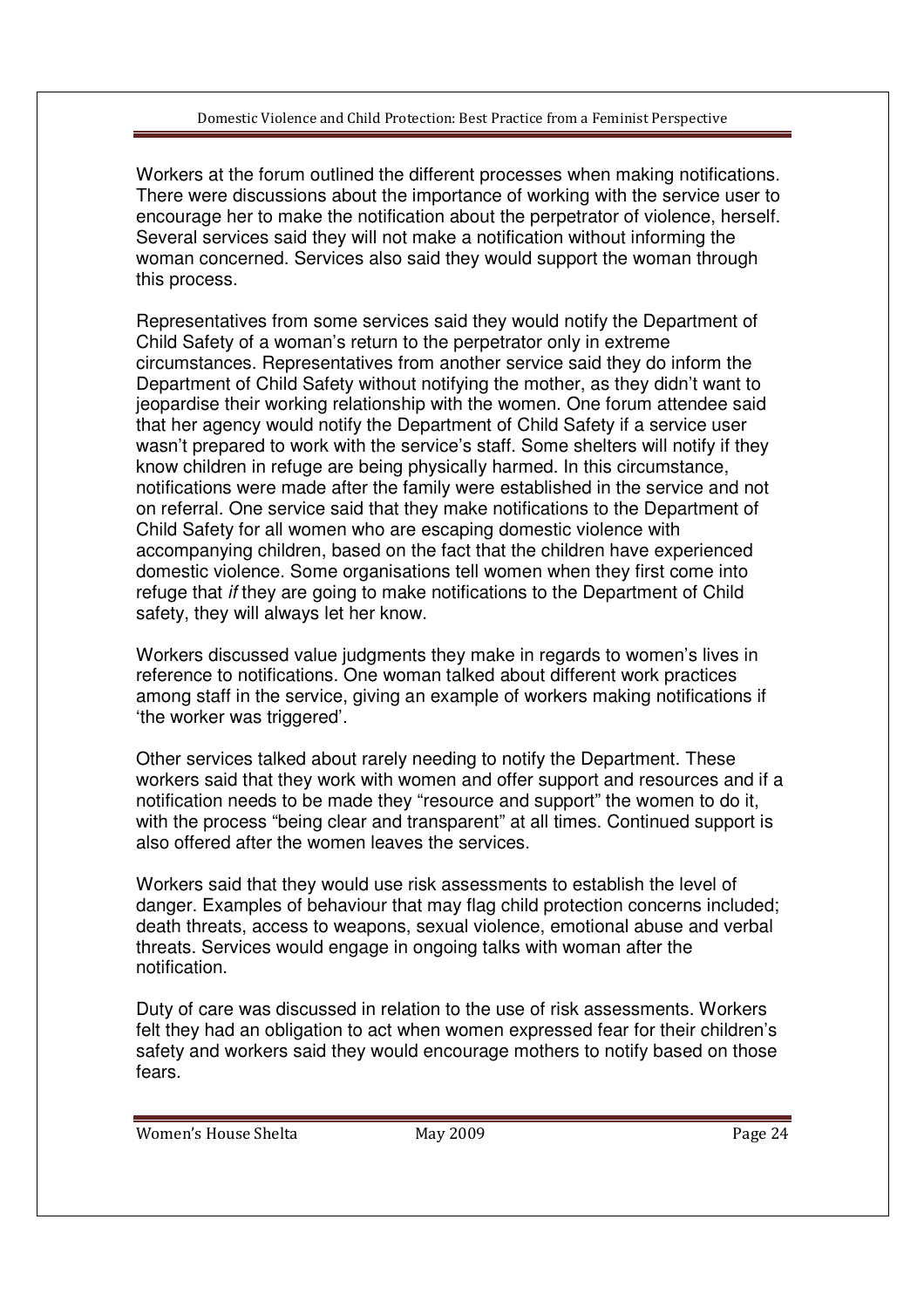Workers at the forum outlined the different processes when making notifications. There were discussions about the importance of working with the service user to encourage her to make the notification about the perpetrator of violence, herself. Several services said they will not make a notification without informing the woman concerned. Services also said they would support the woman through this process.

Representatives from some services said they would notify the Department of Child Safety of a woman's return to the perpetrator only in extreme circumstances. Representatives from another service said they do inform the Department of Child Safety without notifying the mother, as they didn't want to jeopardise their working relationship with the women. One forum attendee said that her agency would notify the Department of Child Safety if a service user wasn't prepared to work with the service's staff. Some shelters will notify if they know children in refuge are being physically harmed. In this circumstance, notifications were made after the family were established in the service and not on referral. One service said that they make notifications to the Department of Child Safety for all women who are escaping domestic violence with accompanying children, based on the fact that the children have experienced domestic violence. Some organisations tell women when they first come into refuge that *if* they are going to make notifications to the Department of Child safety, they will always let her know.

Workers discussed value judgments they make in regards to women's lives in reference to notifications. One woman talked about different work practices among staff in the service, giving an example of workers making notifications if 'the worker was triggered'.

Other services talked about rarely needing to notify the Department. These workers said that they work with women and offer support and resources and if a notification needs to be made they "resource and support" the women to do it, with the process "being clear and transparent" at all times. Continued support is also offered after the women leaves the services.

Workers said that they would use risk assessments to establish the level of danger. Examples of behaviour that may flag child protection concerns included; death threats, access to weapons, sexual violence, emotional abuse and verbal threats. Services would engage in ongoing talks with woman after the notification.

Duty of care was discussed in relation to the use of risk assessments. Workers felt they had an obligation to act when women expressed fear for their children's safety and workers said they would encourage mothers to notify based on those fears.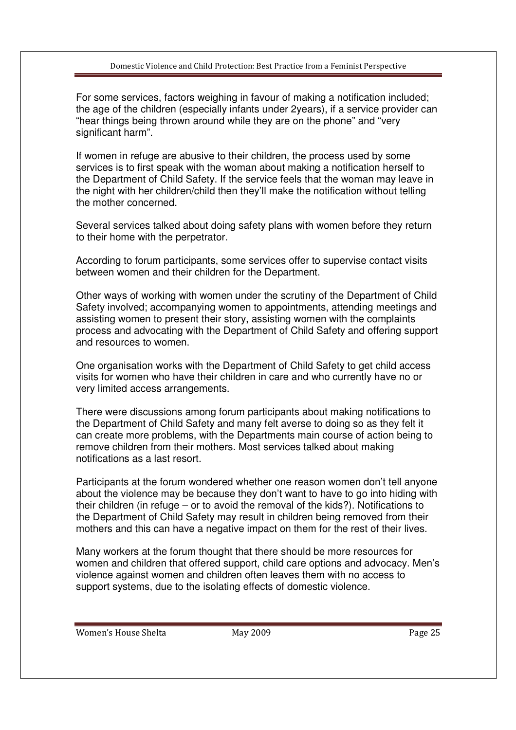For some services, factors weighing in favour of making a notification included; the age of the children (especially infants under 2years), if a service provider can "hear things being thrown around while they are on the phone" and "very significant harm".

If women in refuge are abusive to their children, the process used by some services is to first speak with the woman about making a notification herself to the Department of Child Safety. If the service feels that the woman may leave in the night with her children/child then they'll make the notification without telling the mother concerned.

Several services talked about doing safety plans with women before they return to their home with the perpetrator.

According to forum participants, some services offer to supervise contact visits between women and their children for the Department.

Other ways of working with women under the scrutiny of the Department of Child Safety involved; accompanying women to appointments, attending meetings and assisting women to present their story, assisting women with the complaints process and advocating with the Department of Child Safety and offering support and resources to women.

One organisation works with the Department of Child Safety to get child access visits for women who have their children in care and who currently have no or very limited access arrangements.

There were discussions among forum participants about making notifications to the Department of Child Safety and many felt averse to doing so as they felt it can create more problems, with the Departments main course of action being to remove children from their mothers. Most services talked about making notifications as a last resort.

Participants at the forum wondered whether one reason women don't tell anyone about the violence may be because they don't want to have to go into hiding with their children (in refuge – or to avoid the removal of the kids?). Notifications to the Department of Child Safety may result in children being removed from their mothers and this can have a negative impact on them for the rest of their lives.

Many workers at the forum thought that there should be more resources for women and children that offered support, child care options and advocacy. Men's violence against women and children often leaves them with no access to support systems, due to the isolating effects of domestic violence.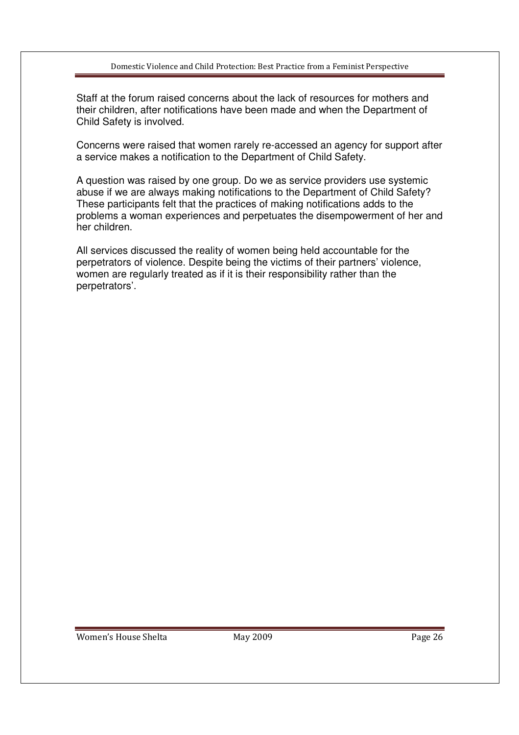Staff at the forum raised concerns about the lack of resources for mothers and their children, after notifications have been made and when the Department of Child Safety is involved.

Concerns were raised that women rarely re-accessed an agency for support after a service makes a notification to the Department of Child Safety.

A question was raised by one group. Do we as service providers use systemic abuse if we are always making notifications to the Department of Child Safety? These participants felt that the practices of making notifications adds to the problems a woman experiences and perpetuates the disempowerment of her and her children.

All services discussed the reality of women being held accountable for the perpetrators of violence. Despite being the victims of their partners' violence, women are regularly treated as if it is their responsibility rather than the perpetrators'.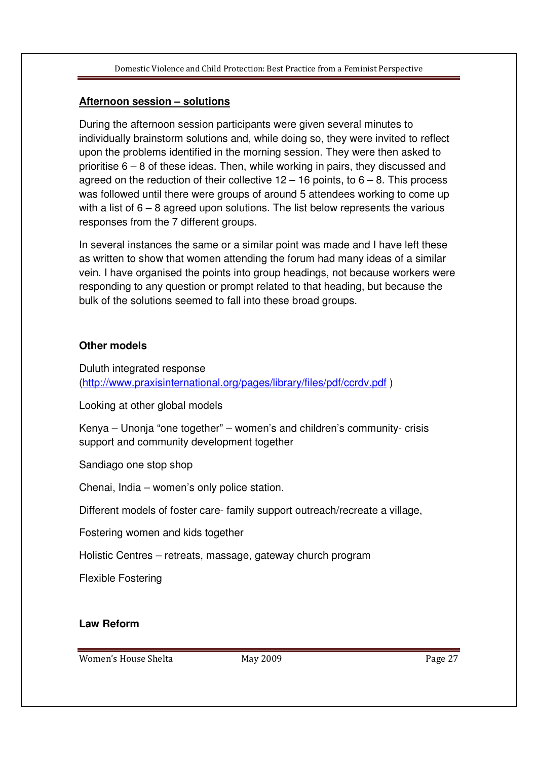## Afternoon session – solutions

During the afternoon session participants were given several minutes to individually brainstorm solutions and, while doing so, they were invited to reflect upon the problems identified in the morning session. They were then asked to prioritise 6 – 8 of these ideas. Then, while working in pairs, they discussed and agreed on the reduction of their collective 12 – 16 points, to 6 – 8. This process was followed until there were groups of around 5 attendees working to come up with a list of 6 – 8 agreed upon solutions. The list below represents the various responses from the 7 different groups.

In several instances the same or a similar point was made and I have left these as written to show that women attending the forum had many ideas of a similar vein. I have organised the points into group headings, not because workers were responding to any question or prompt related to that heading, but because the bulk of the solutions seemed to fall into these broad groups.

### Other models

Duluth integrated response
(http://www.praxisinternational.org/pages/library/files/pdf/ccrdv.pdf )

Looking at other global models

Kenya – Unonja "one together" – women's and children's community- crisis support and community development together

Sandiago one stop shop

Chenai, India – women's only police station.

Different models of foster care- family support outreach/recreate a village,

Fostering women and kids together

Holistic Centres – retreats, massage, gateway church program

Flexible Fostering

### Law Reform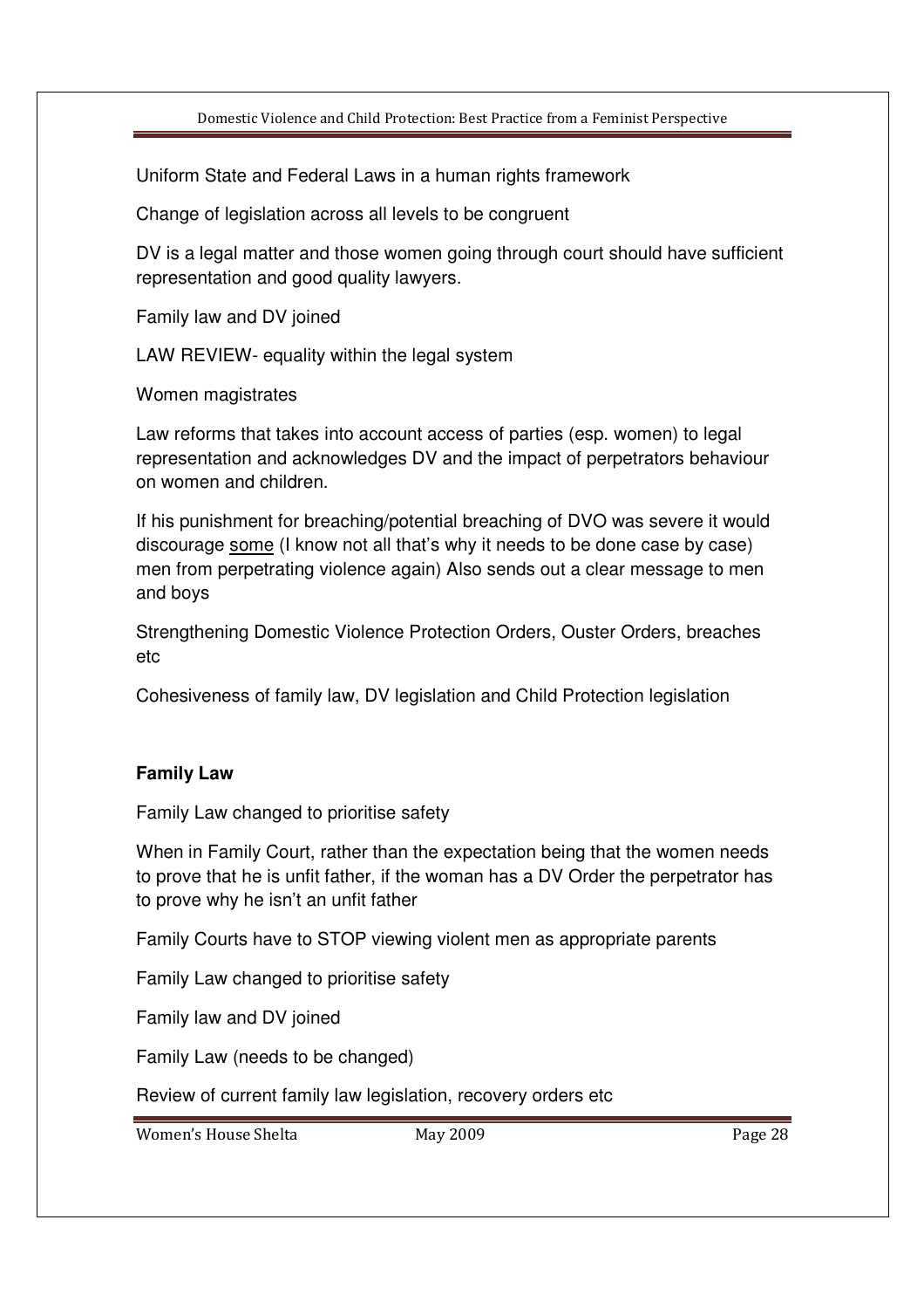Uniform State and Federal Laws in a human rights framework

Change of legislation across all levels to be congruent

DV is a legal matter and those women going through court should have sufficient representation and good quality lawyers.

Family law and DV joined

LAW REVIEW- equality within the legal system

Women magistrates

Law reforms that takes into account access of parties (esp. women) to legal representation and acknowledges DV and the impact of perpetrators behaviour on women and children.

If his punishment for breaching/potential breaching of DVO was severe it would discourage <u>some</u> (I know not all that's why it needs to be done case by case) men from perpetrating violence again) Also sends out a clear message to men and boys

Strengthening Domestic Violence Protection Orders, Ouster Orders, breaches etc

Cohesiveness of family law, DV legislation and Child Protection legislation

**Family Law**

Family Law changed to prioritise safety

When in Family Court, rather than the expectation being that the women needs to prove that he is unfit father, if the woman has a DV Order the perpetrator has to prove why he isn't an unfit father

Family Courts have to STOP viewing violent men as appropriate parents

Family Law changed to prioritise safety

Family law and DV joined

Family Law (needs to be changed)

Review of current family law legislation, recovery orders etc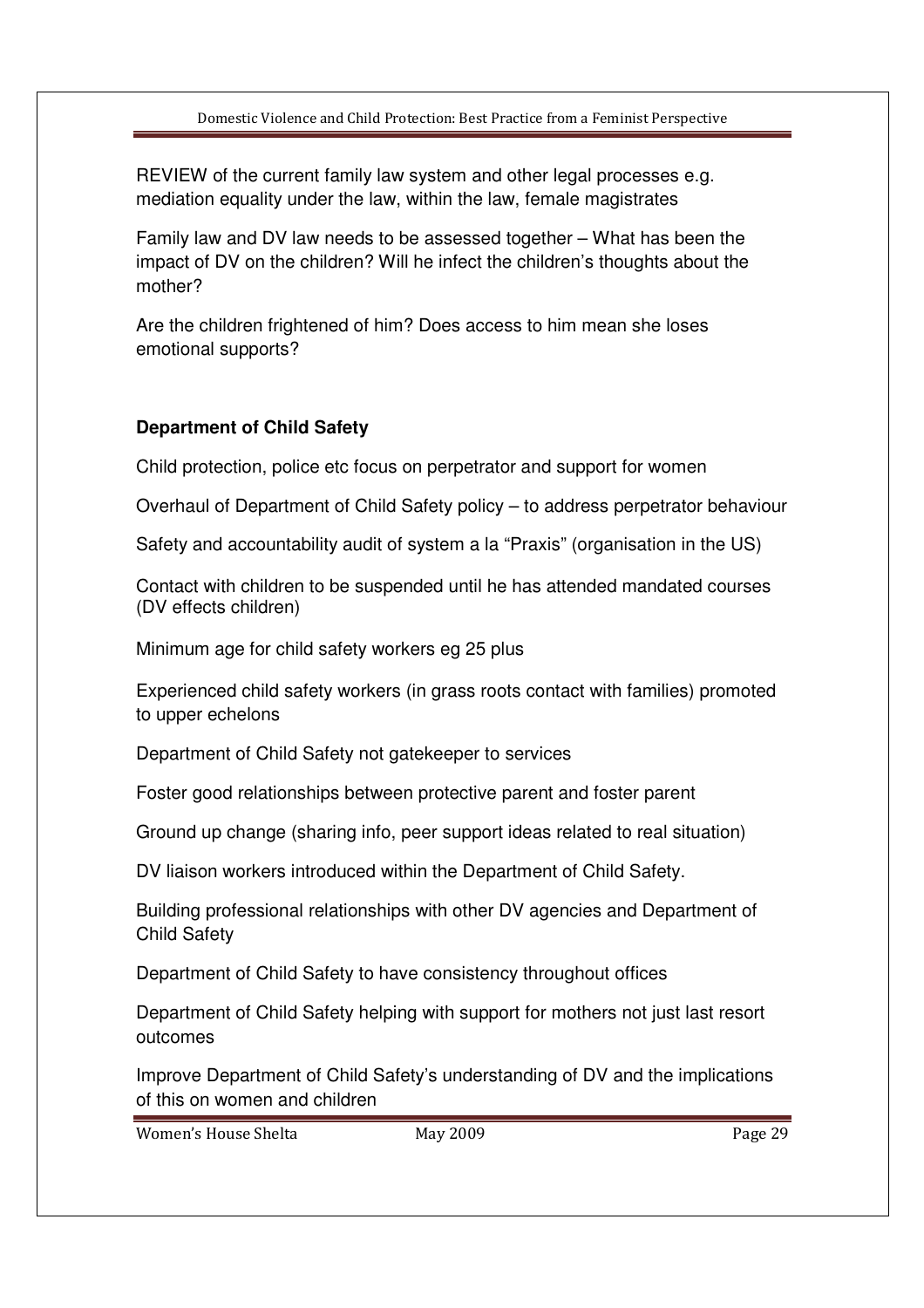REVIEW of the current family law system and other legal processes e.g. mediation equality under the law, within the law, female magistrates

Family law and DV law needs to be assessed together – What has been the impact of DV on the children? Will he infect the children's thoughts about the mother?

Are the children frightened of him? Does access to him mean she loses emotional supports?

**Department of Child Safety**

Child protection, police etc focus on perpetrator and support for women

Overhaul of Department of Child Safety policy – to address perpetrator behaviour

Safety and accountability audit of system a la "Praxis" (organisation in the US)

Contact with children to be suspended until he has attended mandated courses (DV effects children)

Minimum age for child safety workers eg 25 plus

Experienced child safety workers (in grass roots contact with families) promoted to upper echelons

Department of Child Safety not gatekeeper to services

Foster good relationships between protective parent and foster parent

Ground up change (sharing info, peer support ideas related to real situation)

DV liaison workers introduced within the Department of Child Safety.

Building professional relationships with other DV agencies and Department of Child Safety

Department of Child Safety to have consistency throughout offices

Department of Child Safety helping with support for mothers not just last resort outcomes

Improve Department of Child Safety's understanding of DV and the implications of this on women and children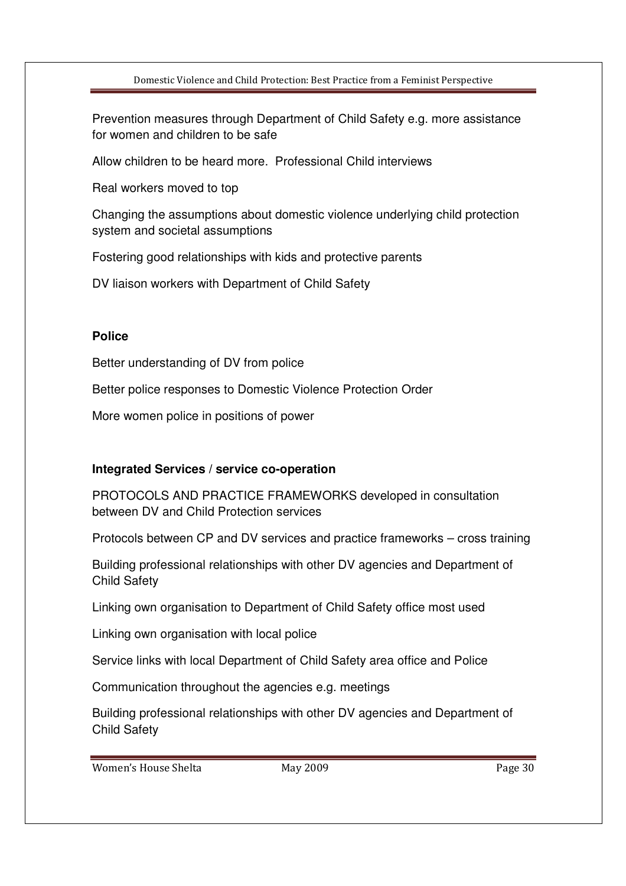Prevention measures through Department of Child Safety e.g. more assistance for women and children to be safe

Allow children to be heard more. Professional Child interviews

Real workers moved to top

Changing the assumptions about domestic violence underlying child protection system and societal assumptions

Fostering good relationships with kids and protective parents

DV liaison workers with Department of Child Safety

**Police**

Better understanding of DV from police

Better police responses to Domestic Violence Protection Order

More women police in positions of power

**Integrated Services / service co-operation**

PROTOCOLS AND PRACTICE FRAMEWORKS developed in consultation between DV and Child Protection services

Protocols between CP and DV services and practice frameworks – cross training

Building professional relationships with other DV agencies and Department of Child Safety

Linking own organisation to Department of Child Safety office most used

Linking own organisation with local police

Service links with local Department of Child Safety area office and Police

Communication throughout the agencies e.g. meetings

Building professional relationships with other DV agencies and Department of Child Safety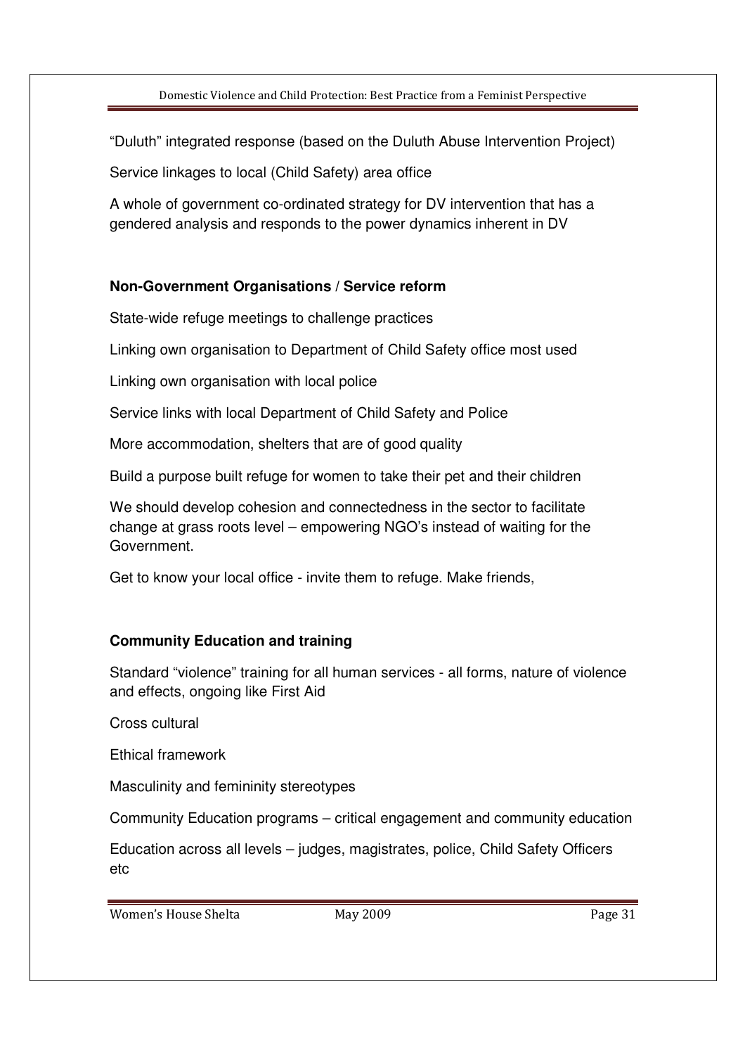"Duluth" integrated response (based on the Duluth Abuse Intervention Project)

Service linkages to local (Child Safety) area office

A whole of government co-ordinated strategy for DV intervention that has a gendered analysis and responds to the power dynamics inherent in DV

**Non-Government Organisations / Service reform**

State-wide refuge meetings to challenge practices

Linking own organisation to Department of Child Safety office most used

Linking own organisation with local police

Service links with local Department of Child Safety and Police

More accommodation, shelters that are of good quality

Build a purpose built refuge for women to take their pet and their children

We should develop cohesion and connectedness in the sector to facilitate change at grass roots level – empowering NGO's instead of waiting for the Government.

Get to know your local office - invite them to refuge. Make friends,

**Community Education and training**

Standard "violence" training for all human services - all forms, nature of violence and effects, ongoing like First Aid

Cross cultural

Ethical framework

Masculinity and femininity stereotypes

Community Education programs – critical engagement and community education

Education across all levels – judges, magistrates, police, Child Safety Officers etc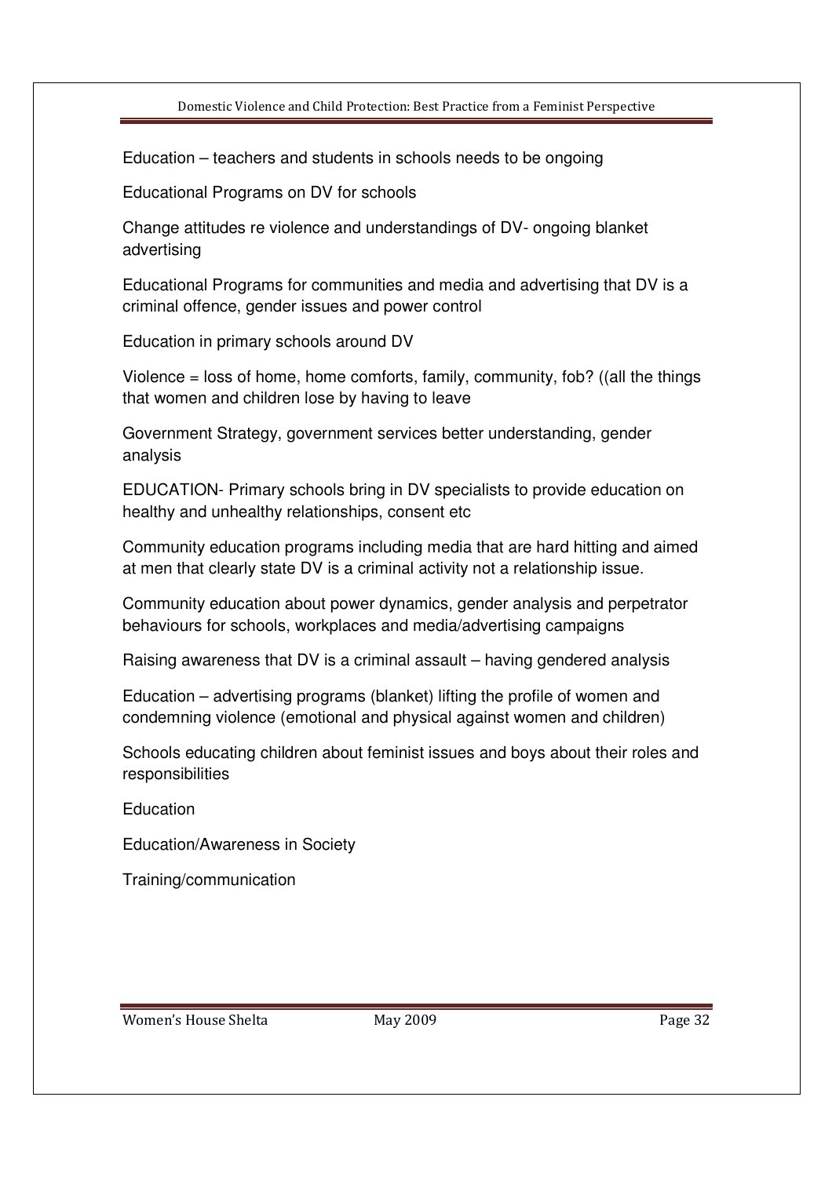Education – teachers and students in schools needs to be ongoing

Educational Programs on DV for schools

Change attitudes re violence and understandings of DV- ongoing blanket advertising

Educational Programs for communities and media and advertising that DV is a criminal offence, gender issues and power control

Education in primary schools around DV

Violence = loss of home, home comforts, family, community, fob? ((all the things that women and children lose by having to leave

Government Strategy, government services better understanding, gender analysis

EDUCATION- Primary schools bring in DV specialists to provide education on healthy and unhealthy relationships, consent etc

Community education programs including media that are hard hitting and aimed at men that clearly state DV is a criminal activity not a relationship issue.

Community education about power dynamics, gender analysis and perpetrator behaviours for schools, workplaces and media/advertising campaigns

Raising awareness that DV is a criminal assault – having gendered analysis

Education – advertising programs (blanket) lifting the profile of women and condemning violence (emotional and physical against women and children)

Schools educating children about feminist issues and boys about their roles and responsibilities

Education

Education/Awareness in Society

Training/communication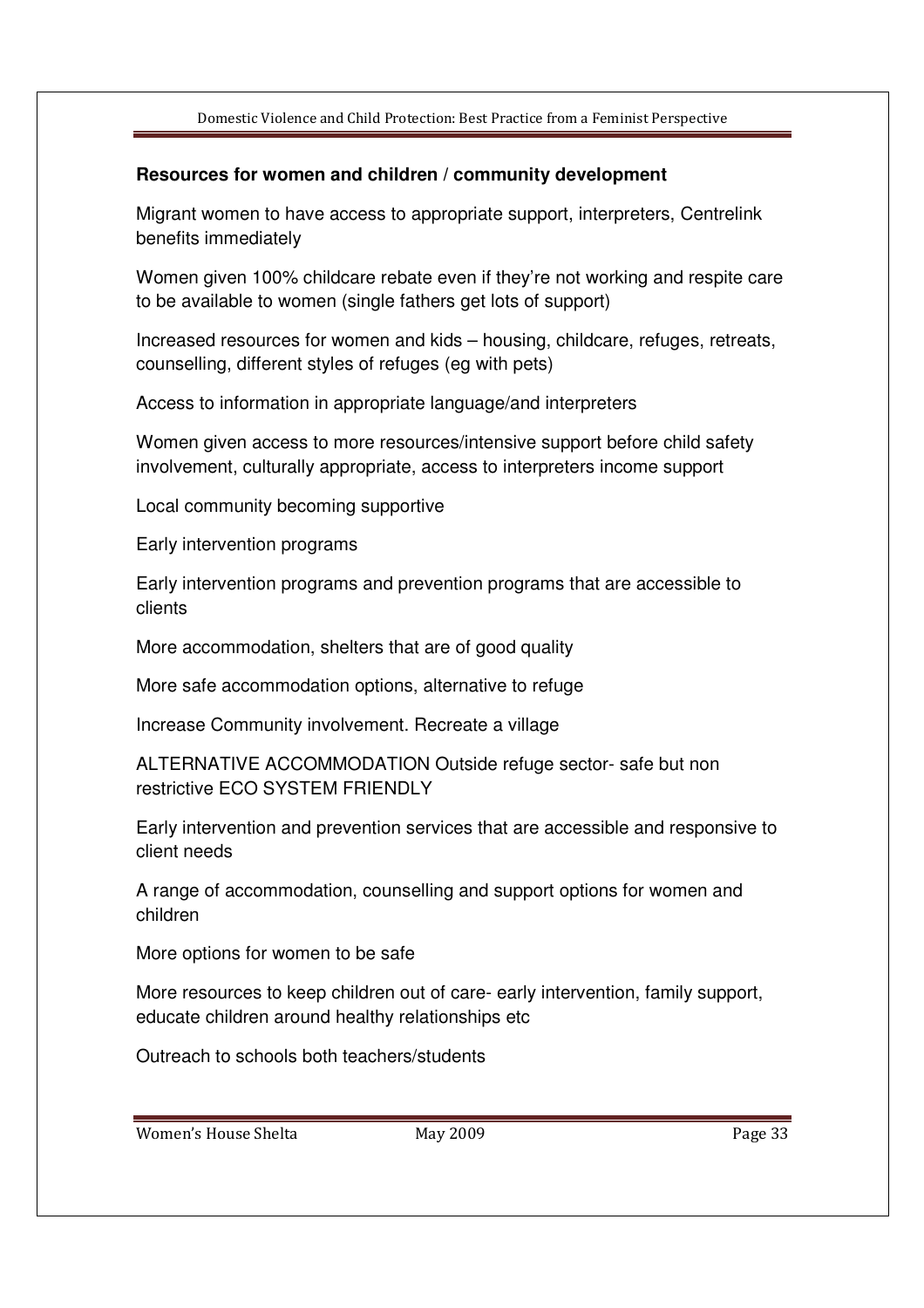**Resources for women and children / community development**

Migrant women to have access to appropriate support, interpreters, Centrelink benefits immediately

Women given 100% childcare rebate even if they're not working and respite care to be available to women (single fathers get lots of support)

Increased resources for women and kids – housing, childcare, refuges, retreats, counselling, different styles of refuges (eg with pets)

Access to information in appropriate language/and interpreters

Women given access to more resources/intensive support before child safety involvement, culturally appropriate, access to interpreters income support

Local community becoming supportive

Early intervention programs

Early intervention programs and prevention programs that are accessible to clients

More accommodation, shelters that are of good quality

More safe accommodation options, alternative to refuge

Increase Community involvement. Recreate a village

ALTERNATIVE ACCOMMODATION Outside refuge sector- safe but non restrictive ECO SYSTEM FRIENDLY

Early intervention and prevention services that are accessible and responsive to client needs

A range of accommodation, counselling and support options for women and children

More options for women to be safe

More resources to keep children out of care- early intervention, family support, educate children around healthy relationships etc

Outreach to schools both teachers/students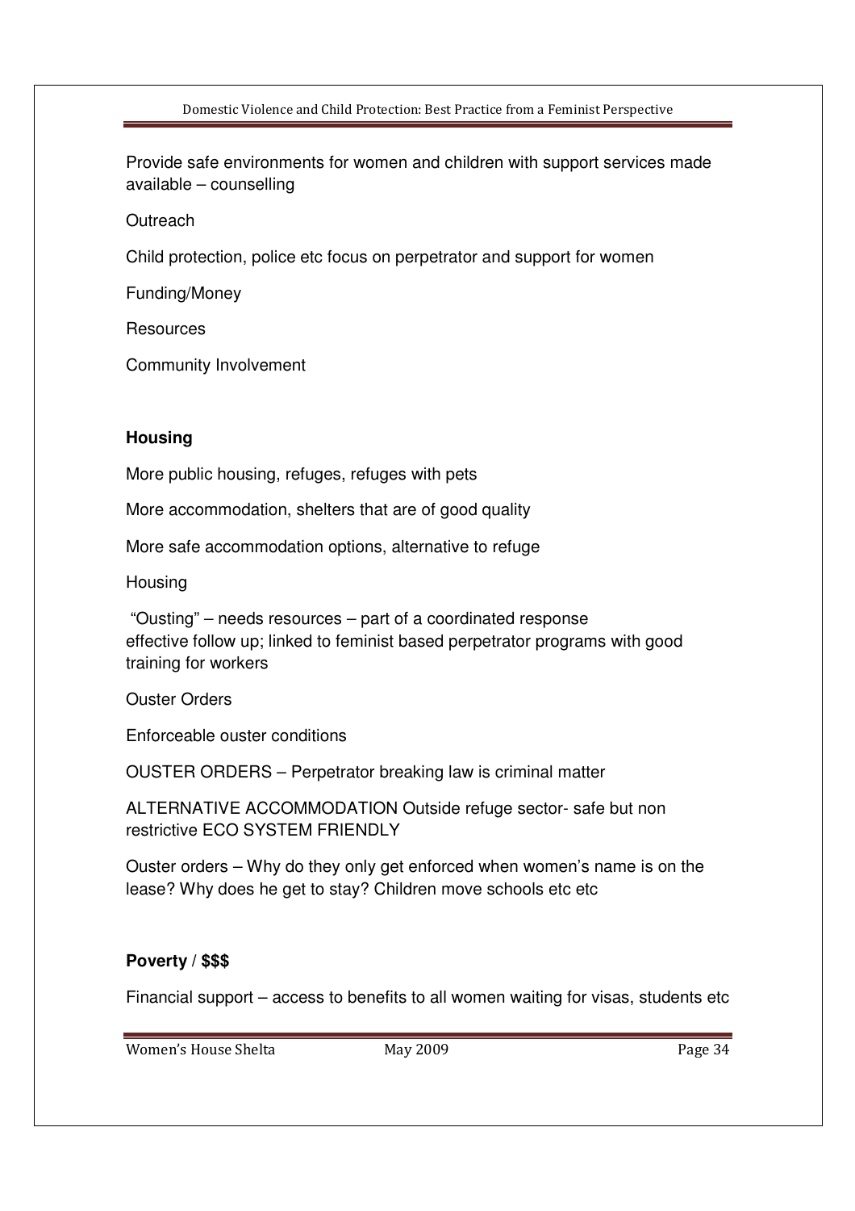Provide safe environments for women and children with support services made available – counselling

Outreach

Child protection, police etc focus on perpetrator and support for women

Funding/Money

Resources

Community Involvement

**Housing**

More public housing, refuges, refuges with pets

More accommodation, shelters that are of good quality

More safe accommodation options, alternative to refuge

Housing

"Ousting" – needs resources – part of a coordinated response effective follow up; linked to feminist based perpetrator programs with good training for workers

Ouster Orders

Enforceable ouster conditions

OUSTER ORDERS – Perpetrator breaking law is criminal matter

ALTERNATIVE ACCOMMODATION Outside refuge sector- safe but non restrictive ECO SYSTEM FRIENDLY

Ouster orders – Why do they only get enforced when women's name is on the lease? Why does he get to stay? Children move schools etc etc

**Poverty / $$$**

Financial support – access to benefits to all women waiting for visas, students etc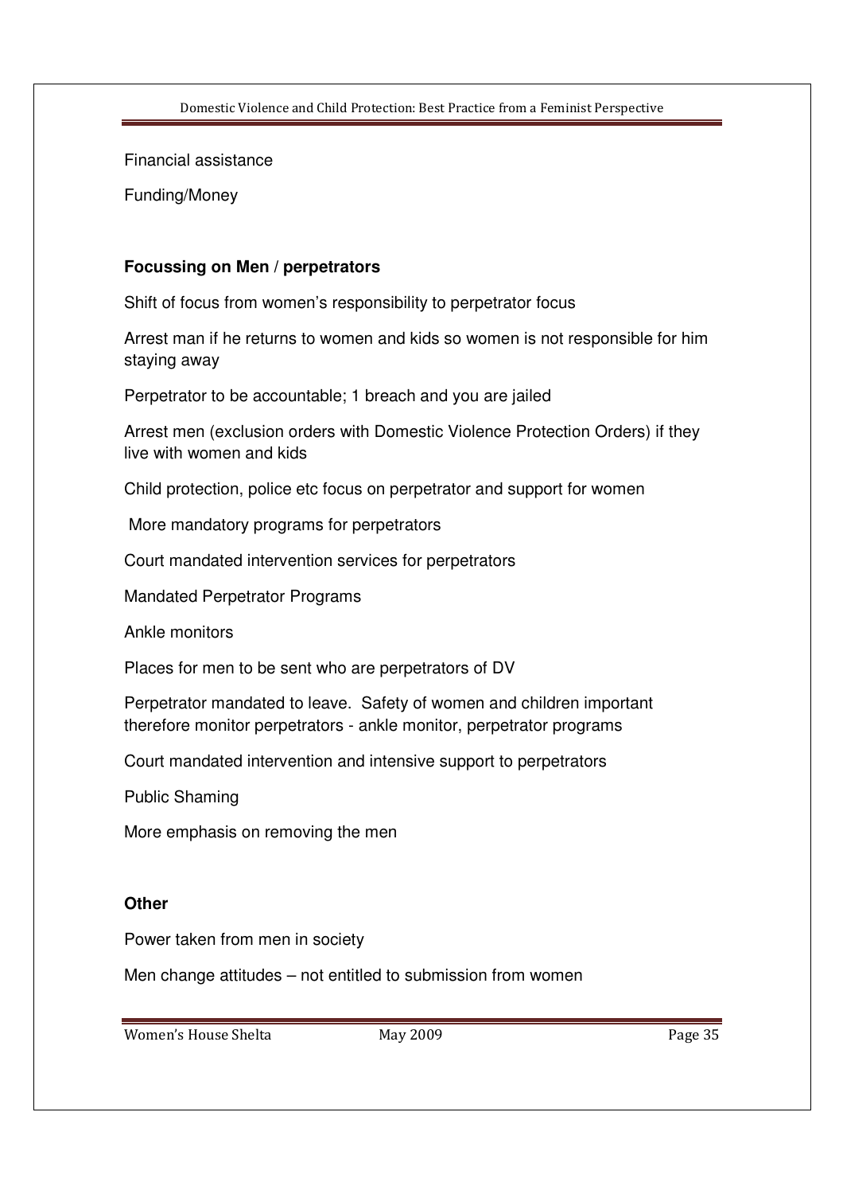Financial assistance

Funding/Money

**Focussing on Men / perpetrators**

Shift of focus from women's responsibility to perpetrator focus

Arrest man if he returns to women and kids so women is not responsible for him staying away

Perpetrator to be accountable; 1 breach and you are jailed

Arrest men (exclusion orders with Domestic Violence Protection Orders) if they live with women and kids

Child protection, police etc focus on perpetrator and support for women

More mandatory programs for perpetrators

Court mandated intervention services for perpetrators

Mandated Perpetrator Programs

Ankle monitors

Places for men to be sent who are perpetrators of DV

Perpetrator mandated to leave. Safety of women and children important therefore monitor perpetrators - ankle monitor, perpetrator programs

Court mandated intervention and intensive support to perpetrators

Public Shaming

More emphasis on removing the men

**Other**

Power taken from men in society

Men change attitudes – not entitled to submission from women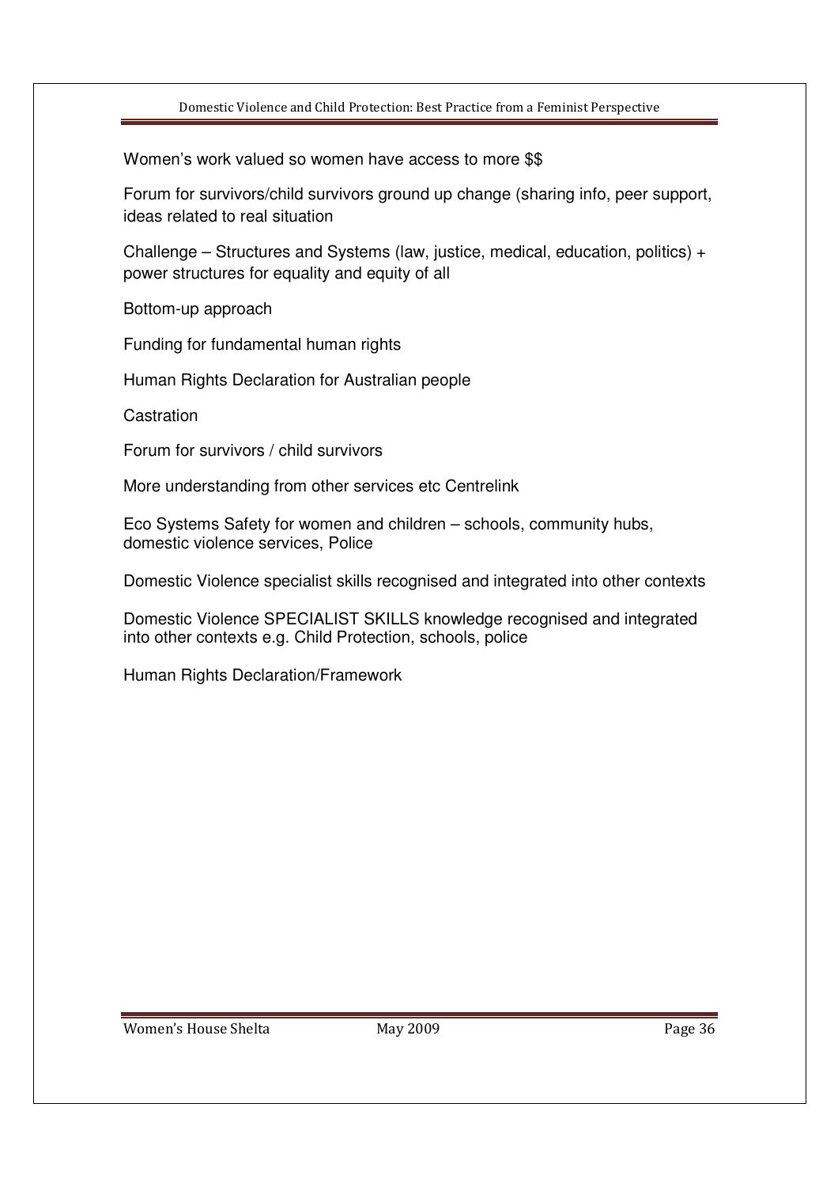Women's work valued so women have access to more $$

Forum for survivors/child survivors ground up change (sharing info, peer support, ideas related to real situation

Challenge – Structures and Systems (law, justice, medical, education, politics) + power structures for equality and equity of all

Bottom-up approach

Funding for fundamental human rights

Human Rights Declaration for Australian people

Castration

Forum for survivors / child survivors

More understanding from other services etc Centrelink

Eco Systems Safety for women and children – schools, community hubs, domestic violence services, Police

Domestic Violence specialist skills recognised and integrated into other contexts

Domestic Violence SPECIALIST SKILLS knowledge recognised and integrated into other contexts e.g. Child Protection, schools, police

Human Rights Declaration/Framework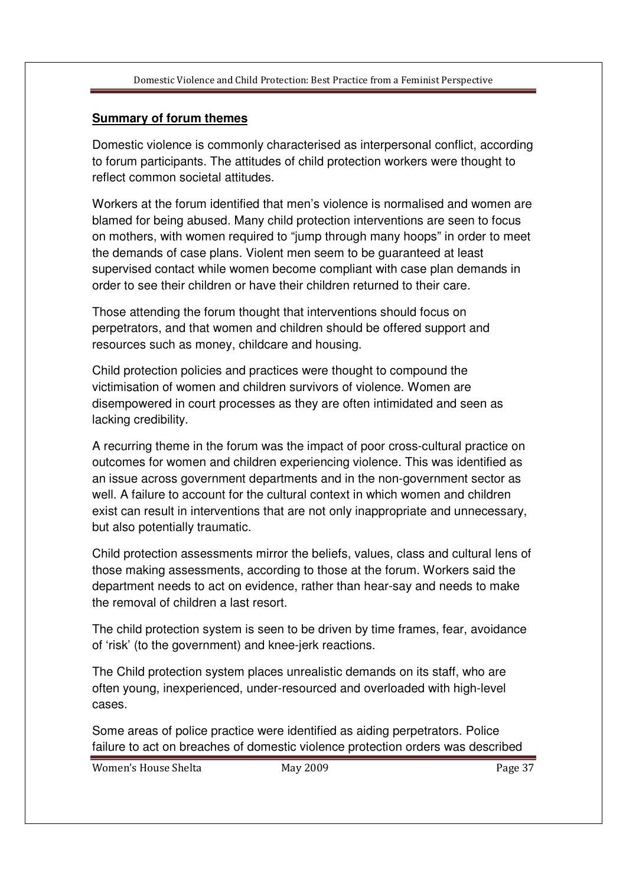**Summary of forum themes**

Domestic violence is commonly characterised as interpersonal conflict, according to forum participants. The attitudes of child protection workers were thought to reflect common societal attitudes.

Workers at the forum identified that men's violence is normalised and women are blamed for being abused. Many child protection interventions are seen to focus on mothers, with women required to "jump through many hoops" in order to meet the demands of case plans. Violent men seem to be guaranteed at least supervised contact while women become compliant with case plan demands in order to see their children or have their children returned to their care.

Those attending the forum thought that interventions should focus on perpetrators, and that women and children should be offered support and resources such as money, childcare and housing.

Child protection policies and practices were thought to compound the victimisation of women and children survivors of violence. Women are disempowered in court processes as they are often intimidated and seen as lacking credibility.

A recurring theme in the forum was the impact of poor cross-cultural practice on outcomes for women and children experiencing violence. This was identified as an issue across government departments and in the non-government sector as well. A failure to account for the cultural context in which women and children exist can result in interventions that are not only inappropriate and unnecessary, but also potentially traumatic.

Child protection assessments mirror the beliefs, values, class and cultural lens of those making assessments, according to those at the forum. Workers said the department needs to act on evidence, rather than hear-say and needs to make the removal of children a last resort.

The child protection system is seen to be driven by time frames, fear, avoidance of 'risk' (to the government) and knee-jerk reactions.

The Child protection system places unrealistic demands on its staff, who are often young, inexperienced, under-resourced and overloaded with high-level cases.

Some areas of police practice were identified as aiding perpetrators. Police failure to act on breaches of domestic violence protection orders was described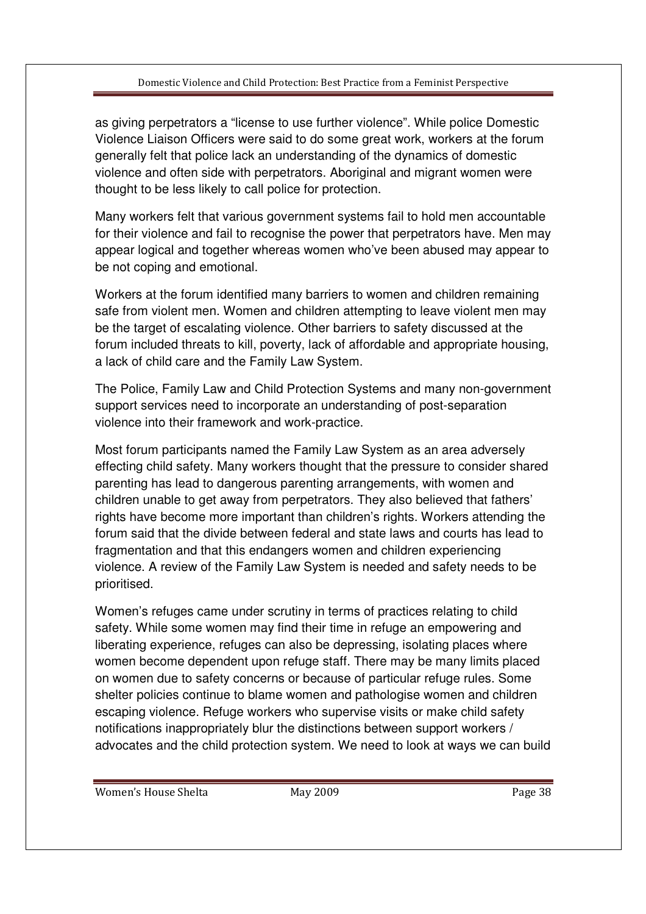as giving perpetrators a "license to use further violence". While police Domestic Violence Liaison Officers were said to do some great work, workers at the forum generally felt that police lack an understanding of the dynamics of domestic violence and often side with perpetrators. Aboriginal and migrant women were thought to be less likely to call police for protection.

Many workers felt that various government systems fail to hold men accountable for their violence and fail to recognise the power that perpetrators have. Men may appear logical and together whereas women who've been abused may appear to be not coping and emotional.

Workers at the forum identified many barriers to women and children remaining safe from violent men. Women and children attempting to leave violent men may be the target of escalating violence. Other barriers to safety discussed at the forum included threats to kill, poverty, lack of affordable and appropriate housing, a lack of child care and the Family Law System.

The Police, Family Law and Child Protection Systems and many non-government support services need to incorporate an understanding of post-separation violence into their framework and work-practice.

Most forum participants named the Family Law System as an area adversely effecting child safety. Many workers thought that the pressure to consider shared parenting has lead to dangerous parenting arrangements, with women and children unable to get away from perpetrators. They also believed that fathers' rights have become more important than children's rights. Workers attending the forum said that the divide between federal and state laws and courts has lead to fragmentation and that this endangers women and children experiencing violence. A review of the Family Law System is needed and safety needs to be prioritised.

Women's refuges came under scrutiny in terms of practices relating to child safety. While some women may find their time in refuge an empowering and liberating experience, refuges can also be depressing, isolating places where women become dependent upon refuge staff. There may be many limits placed on women due to safety concerns or because of particular refuge rules. Some shelter policies continue to blame women and pathologise women and children escaping violence. Refuge workers who supervise visits or make child safety notifications inappropriately blur the distinctions between support workers / advocates and the child protection system. We need to look at ways we can build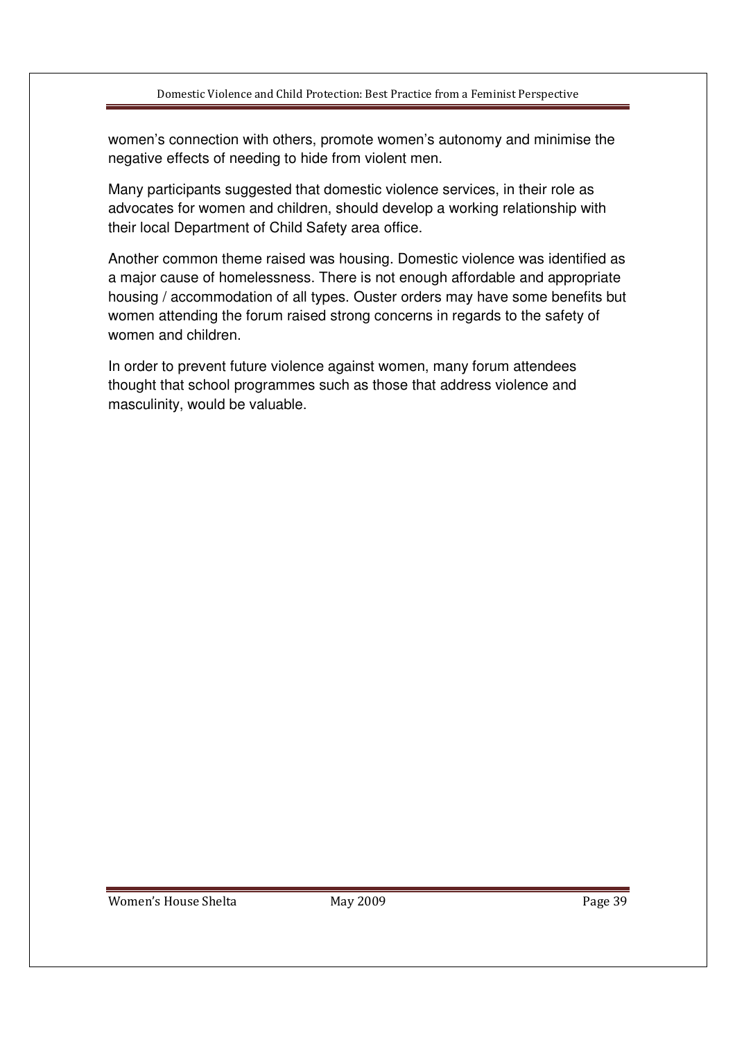women's connection with others, promote women's autonomy and minimise the negative effects of needing to hide from violent men.

Many participants suggested that domestic violence services, in their role as advocates for women and children, should develop a working relationship with their local Department of Child Safety area office.

Another common theme raised was housing. Domestic violence was identified as a major cause of homelessness. There is not enough affordable and appropriate housing / accommodation of all types. Ouster orders may have some benefits but women attending the forum raised strong concerns in regards to the safety of women and children.

In order to prevent future violence against women, many forum attendees thought that school programmes such as those that address violence and masculinity, would be valuable.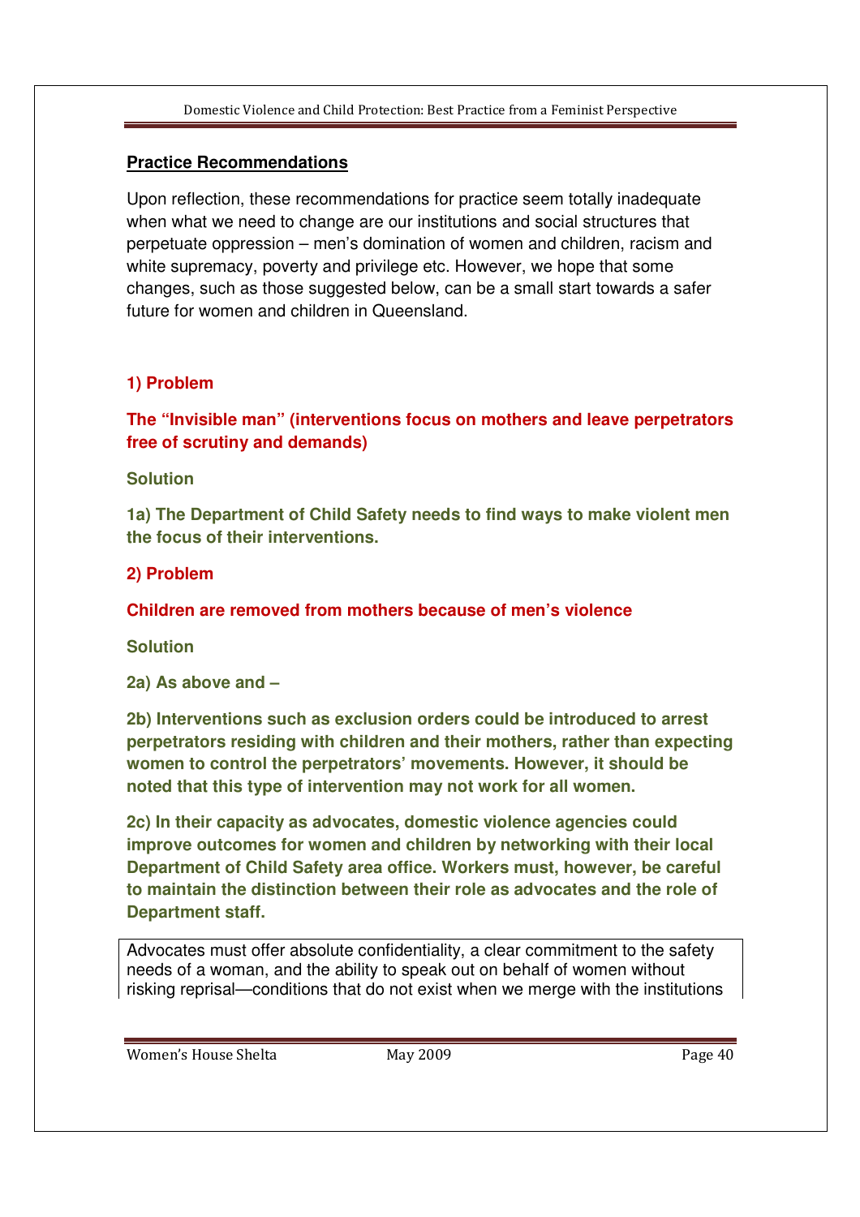## Practice Recommendations

Upon reflection, these recommendations for practice seem totally inadequate when what we need to change are our institutions and social structures that perpetuate oppression – men's domination of women and children, racism and white supremacy, poverty and privilege etc. However, we hope that some changes, such as those suggested below, can be a small start towards a safer future for women and children in Queensland.

### 1) Problem

**The "Invisible man" (interventions focus on mothers and leave perpetrators free of scrutiny and demands)**

**Solution**

**1a) The Department of Child Safety needs to find ways to make violent men the focus of their interventions.**

### 2) Problem

**Children are removed from mothers because of men's violence**

**Solution**

**2a) As above and –**

**2b) Interventions such as exclusion orders could be introduced to arrest perpetrators residing with children and their mothers, rather than expecting women to control the perpetrators' movements. However, it should be noted that this type of intervention may not work for all women.**

**2c) In their capacity as advocates, domestic violence agencies could improve outcomes for women and children by networking with their local Department of Child Safety area office. Workers must, however, be careful to maintain the distinction between their role as advocates and the role of Department staff.**

Advocates must offer absolute confidentiality, a clear commitment to the safety needs of a woman, and the ability to speak out on behalf of women without risking reprisal—conditions that do not exist when we merge with the institutions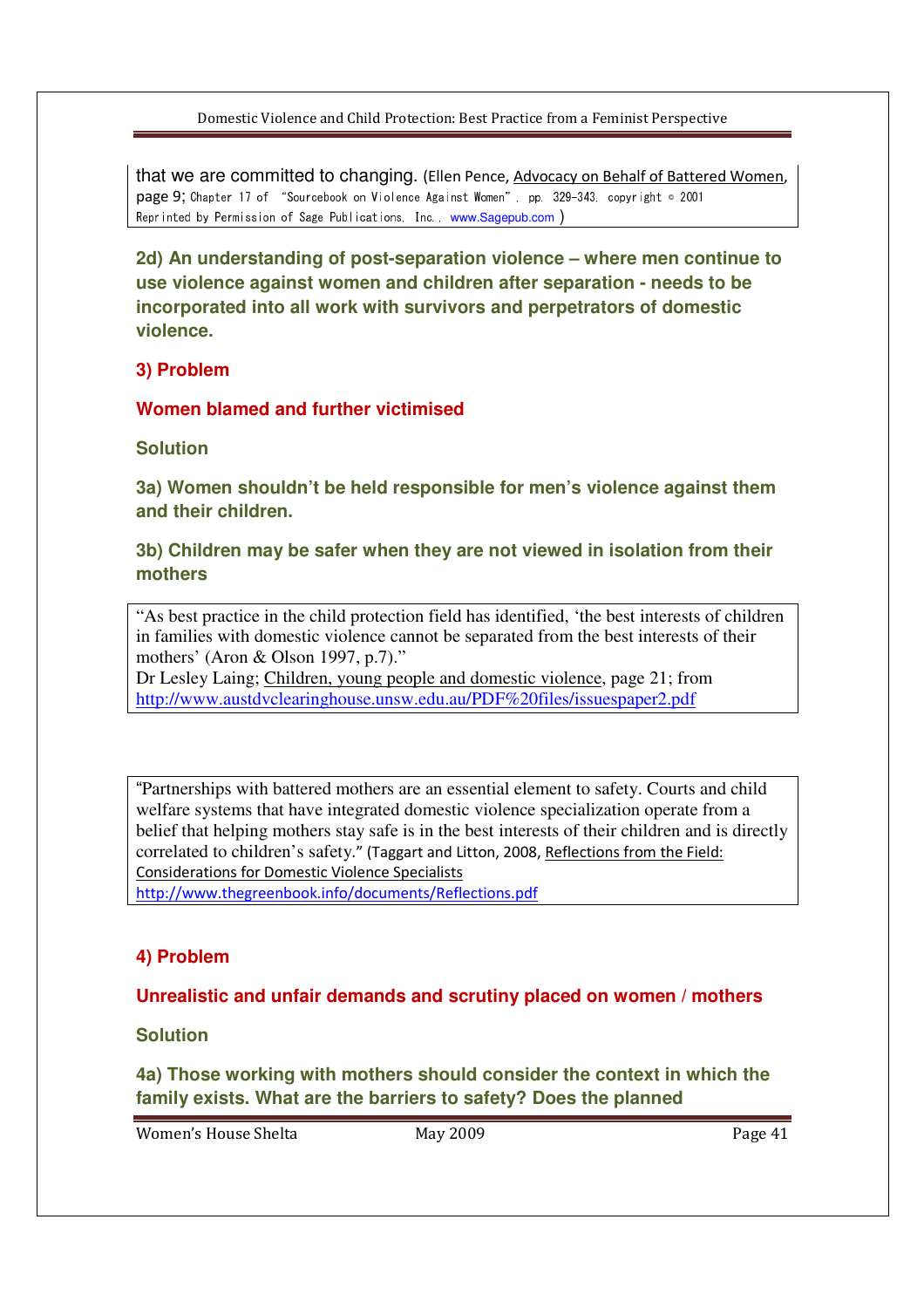that we are committed to changing. (Ellen Pence, Advocacy on Behalf of Battered Women, page 9; Chapter 17 of "Sourcebook on Violence Against Women", pp. 329-343, copyright © 2001 Reprinted by Permission of Sage Publications, Inc., www.Sagepub.com )

**2d) An understanding of post-separation violence – where men continue to use violence against women and children after separation - needs to be incorporated into all work with survivors and perpetrators of domestic violence.**

**3) Problem**

**Women blamed and further victimised**

**Solution**

**3a) Women shouldn't be held responsible for men's violence against them and their children.**

**3b) Children may be safer when they are not viewed in isolation from their mothers**

"As best practice in the child protection field has identified, 'the best interests of children in families with domestic violence cannot be separated from the best interests of their mothers' (Aron & Olson 1997, p.7)."
Dr Lesley Laing; Children, young people and domestic violence, page 21; from http://www.austdvclearinghouse.unsw.edu.au/PDF%20files/issuespaper2.pdf

"Partnerships with battered mothers are an essential element to safety. Courts and child welfare systems that have integrated domestic violence specialization operate from a belief that helping mothers stay safe is in the best interests of their children and is directly correlated to children's safety." (Taggart and Litton, 2008, Reflections from the Field: Considerations for Domestic Violence Specialists
http://www.thegreenbook.info/documents/Reflections.pdf

**4) Problem**

**Unrealistic and unfair demands and scrutiny placed on women / mothers**

**Solution**

**4a) Those working with mothers should consider the context in which the family exists. What are the barriers to safety? Does the planned**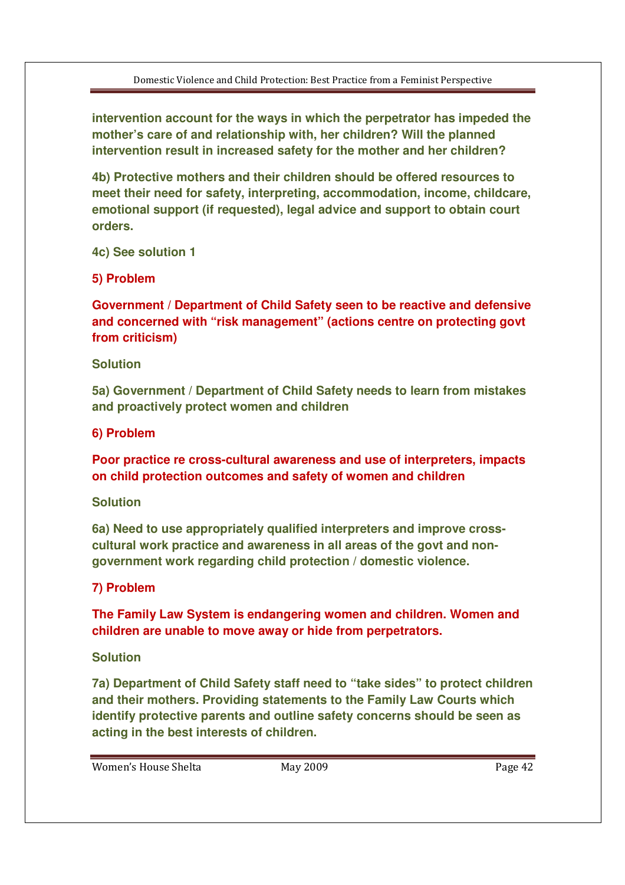**intervention account for the ways in which the perpetrator has impeded the mother's care of and relationship with, her children? Will the planned intervention result in increased safety for the mother and her children?**

**4b) Protective mothers and their children should be offered resources to meet their need for safety, interpreting, accommodation, income, childcare, emotional support (if requested), legal advice and support to obtain court orders.**

**4c) See solution 1**

**5) Problem**

**Government / Department of Child Safety seen to be reactive and defensive and concerned with "risk management" (actions centre on protecting govt from criticism)**

**Solution**

**5a) Government / Department of Child Safety needs to learn from mistakes and proactively protect women and children**

**6) Problem**

**Poor practice re cross-cultural awareness and use of interpreters, impacts on child protection outcomes and safety of women and children**

**Solution**

**6a) Need to use appropriately qualified interpreters and improve cross-cultural work practice and awareness in all areas of the govt and non-government work regarding child protection / domestic violence.**

**7) Problem**

**The Family Law System is endangering women and children. Women and children are unable to move away or hide from perpetrators.**

**Solution**

**7a) Department of Child Safety staff need to "take sides" to protect children and their mothers. Providing statements to the Family Law Courts which identify protective parents and outline safety concerns should be seen as acting in the best interests of children.**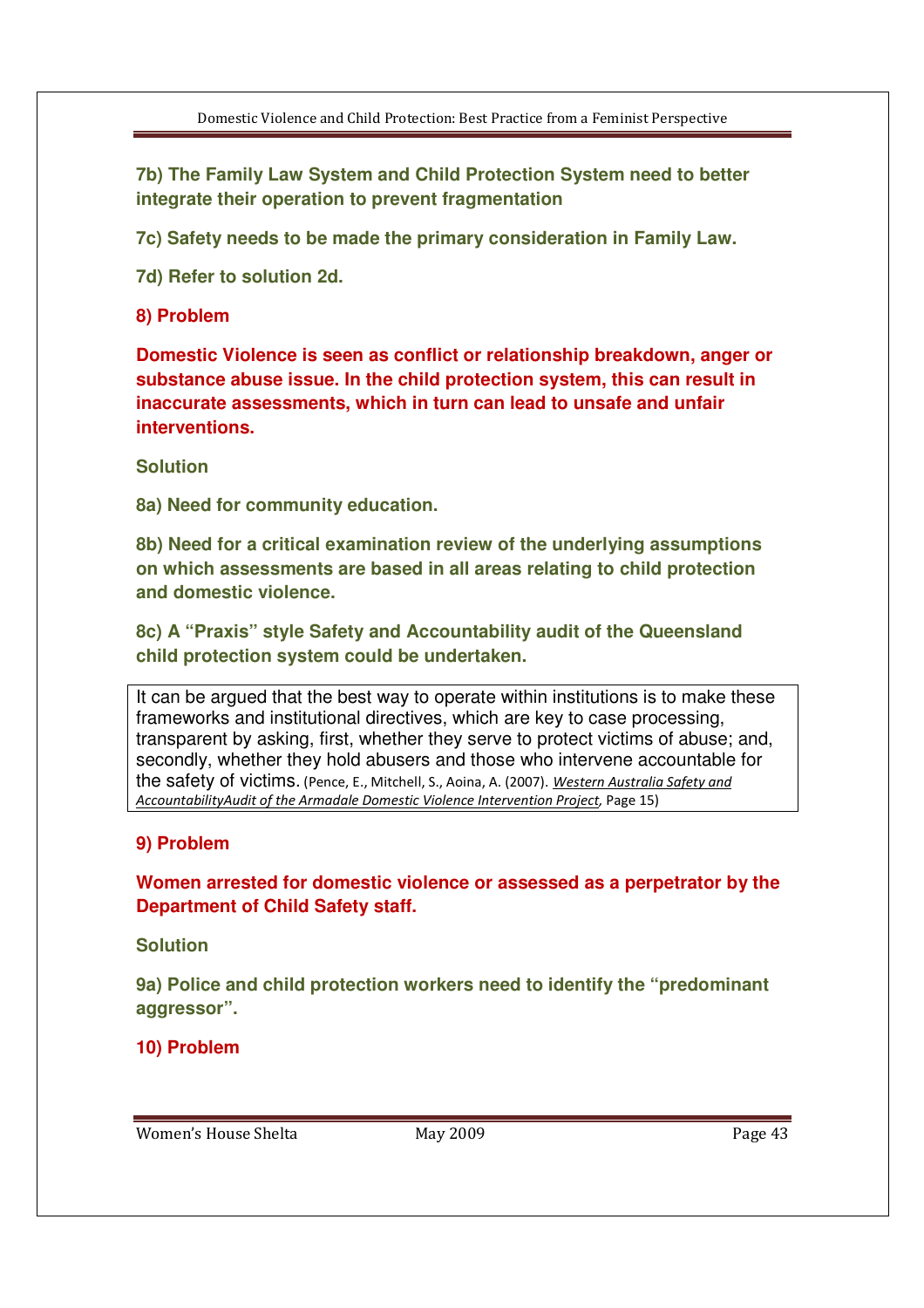**7b) The Family Law System and Child Protection System need to better integrate their operation to prevent fragmentation**

**7c) Safety needs to be made the primary consideration in Family Law.**

**7d) Refer to solution 2d.**

**8) Problem**

**Domestic Violence is seen as conflict or relationship breakdown, anger or substance abuse issue. In the child protection system, this can result in inaccurate assessments, which in turn can lead to unsafe and unfair interventions.**

**Solution**

**8a) Need for community education.**

**8b) Need for a critical examination review of the underlying assumptions on which assessments are based in all areas relating to child protection and domestic violence.**

**8c) A "Praxis" style Safety and Accountability audit of the Queensland child protection system could be undertaken.**

> It can be argued that the best way to operate within institutions is to make these frameworks and institutional directives, which are key to case processing, transparent by asking, first, whether they serve to protect victims of abuse; and, secondly, whether they hold abusers and those who intervene accountable for the safety of victims. (Pence, E., Mitchell, S., Aoina, A. (2007). *Western Australia Safety and AccountabilityAudit of the Armadale Domestic Violence Intervention Project*, Page 15)

**9) Problem**

**Women arrested for domestic violence or assessed as a perpetrator by the Department of Child Safety staff.**

**Solution**

**9a) Police and child protection workers need to identify the "predominant aggressor".**

**10) Problem**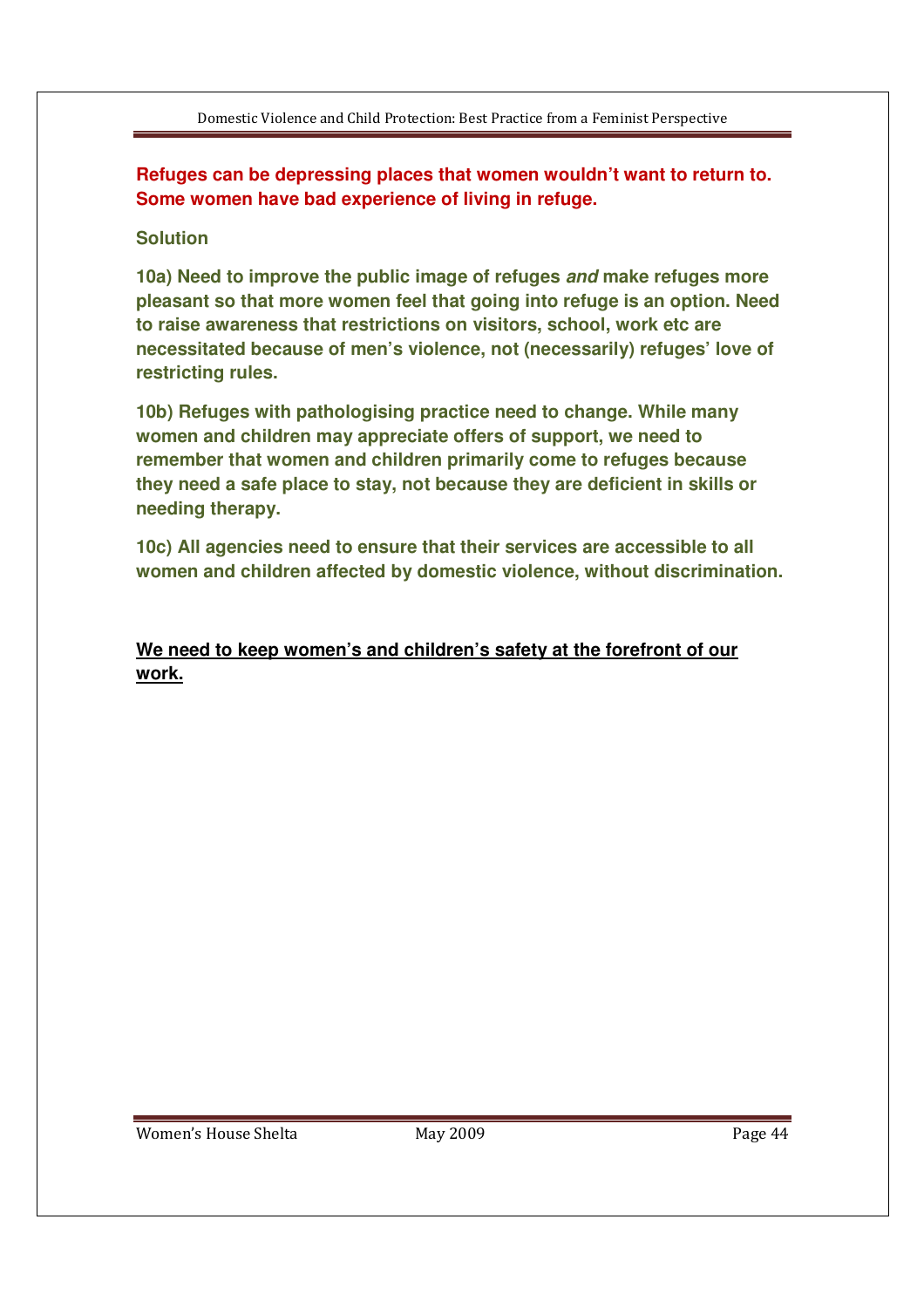**Refuges can be depressing places that women wouldn't want to return to. Some women have bad experience of living in refuge.**

**Solution**

**10a) Need to improve the public image of refuges *and* make refuges more pleasant so that more women feel that going into refuge is an option. Need to raise awareness that restrictions on visitors, school, work etc are necessitated because of men's violence, not (necessarily) refuges' love of restricting rules.**

**10b) Refuges with pathologising practice need to change. While many women and children may appreciate offers of support, we need to remember that women and children primarily come to refuges because they need a safe place to stay, not because they are deficient in skills or needing therapy.**

**10c) All agencies need to ensure that their services are accessible to all women and children affected by domestic violence, without discrimination.**

<u>**We need to keep women's and children's safety at the forefront of our work.**</u>